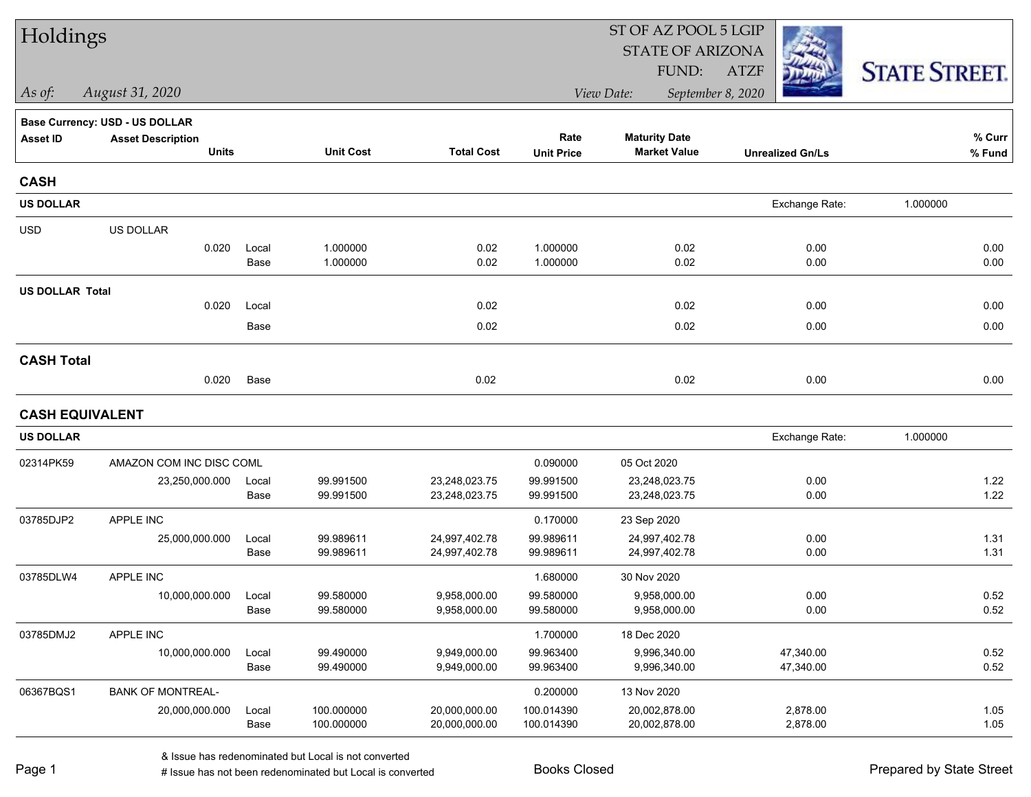# Holdings

*As of:* *August 31, 2020*

ST OF AZ POOL 5 LGIP
STATE OF ARIZONA
FUND: ATZF
*View Date:* *September 8, 2020*

STATE STREET

**Base Currency: USD - US DOLLAR**

| Asset ID | Asset Description / Units | | Unit Cost | Total Cost | Rate / Unit Price | Maturity Date / Market Value | Unrealized Gn/Ls | % Curr / % Fund |
|---|---|---|---|---|---|---|---|---|
| **CASH** | | | | | | | | |
| **US DOLLAR** | | | | | | | Exchange Rate: | 1.000000 |
| USD | US DOLLAR | | | | | | | |
| | 0.020 | Local | 1.000000 | 0.02 | 1.000000 | 0.02 | 0.00 | 0.00 |
| | | Base | 1.000000 | 0.02 | 1.000000 | 0.02 | 0.00 | 0.00 |
| **US DOLLAR Total** | | | | | | | | |
| | 0.020 | Local | | 0.02 | | 0.02 | 0.00 | 0.00 |
| | | Base | | 0.02 | | 0.02 | 0.00 | 0.00 |
| **CASH Total** | | | | | | | | |
| | 0.020 | Base | | 0.02 | | 0.02 | 0.00 | 0.00 |
| **CASH EQUIVALENT** | | | | | | | | |
| **US DOLLAR** | | | | | | | Exchange Rate: | 1.000000 |
| 02314PK59 | AMAZON COM INC DISC COML | | | | 0.090000 | 05 Oct 2020 | | |
| | 23,250,000.000 | Local | 99.991500 | 23,248,023.75 | 99.991500 | 23,248,023.75 | 0.00 | 1.22 |
| | | Base | 99.991500 | 23,248,023.75 | 99.991500 | 23,248,023.75 | 0.00 | 1.22 |
| 03785DJP2 | APPLE INC | | | | 0.170000 | 23 Sep 2020 | | |
| | 25,000,000.000 | Local | 99.989611 | 24,997,402.78 | 99.989611 | 24,997,402.78 | 0.00 | 1.31 |
| | | Base | 99.989611 | 24,997,402.78 | 99.989611 | 24,997,402.78 | 0.00 | 1.31 |
| 03785DLW4 | APPLE INC | | | | 1.680000 | 30 Nov 2020 | | |
| | 10,000,000.000 | Local | 99.580000 | 9,958,000.00 | 99.580000 | 9,958,000.00 | 0.00 | 0.52 |
| | | Base | 99.580000 | 9,958,000.00 | 99.580000 | 9,958,000.00 | 0.00 | 0.52 |
| 03785DMJ2 | APPLE INC | | | | 1.700000 | 18 Dec 2020 | | |
| | 10,000,000.000 | Local | 99.490000 | 9,949,000.00 | 99.963400 | 9,996,340.00 | 47,340.00 | 0.52 |
| | | Base | 99.490000 | 9,949,000.00 | 99.963400 | 9,996,340.00 | 47,340.00 | 0.52 |
| 06367BQS1 | BANK OF MONTREAL- | | | | 0.200000 | 13 Nov 2020 | | |
| | 20,000,000.000 | Local | 100.000000 | 20,000,000.00 | 100.014390 | 20,002,878.00 | 2,878.00 | 1.05 |
| | | Base | 100.000000 | 20,000,000.00 | 100.014390 | 20,002,878.00 | 2,878.00 | 1.05 |

& Issue has redenominated but Local is not converted
# Issue has not been redenominated but Local is converted

Books Closed

Prepared by State Street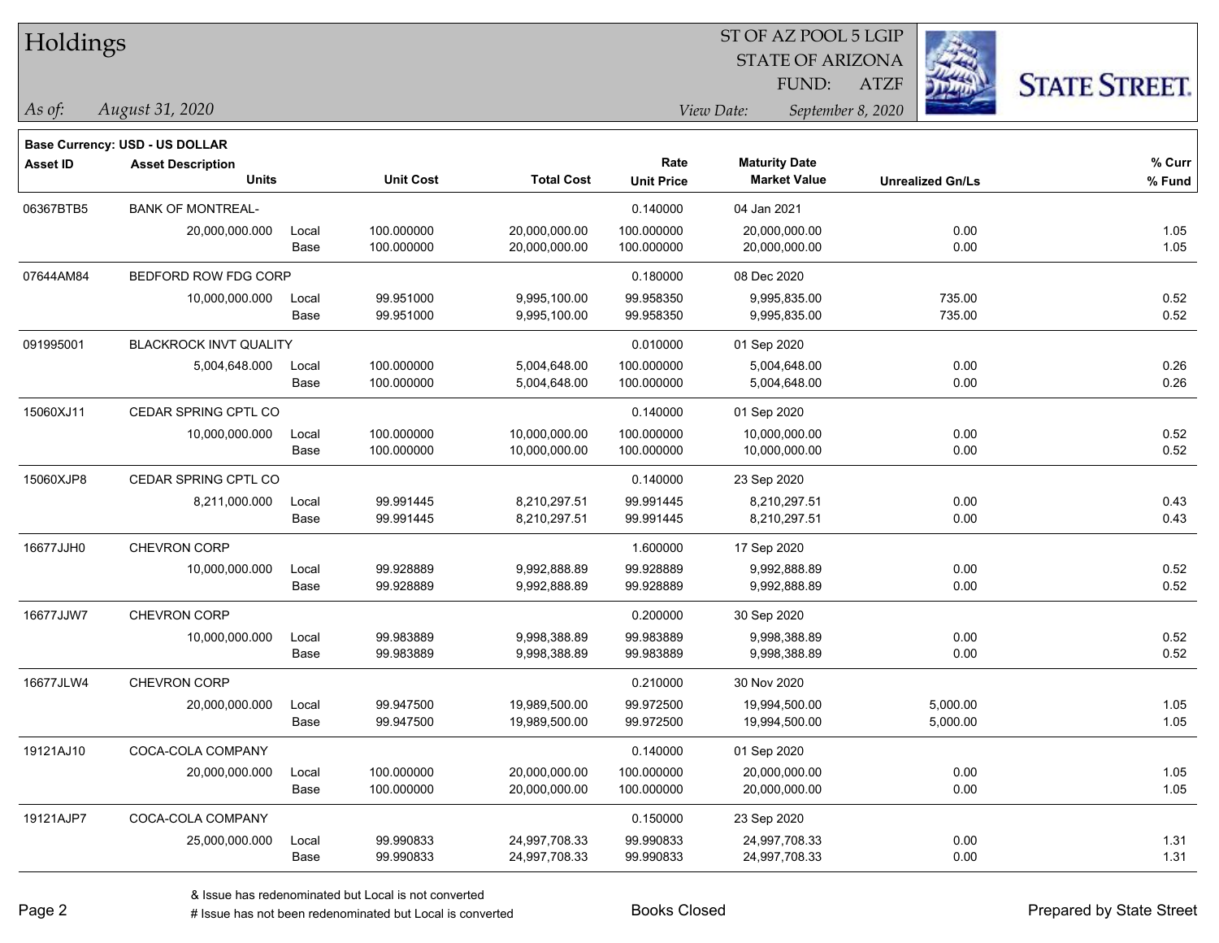# Holdings

ST OF AZ POOL 5 LGIP
STATE OF ARIZONA
FUND: ATZF

*As of: August 31, 2020*

*View Date: September 8, 2020*

**Base Currency: USD - US DOLLAR**

| Asset ID | Asset Description / Units | | Unit Cost | Total Cost | Rate / Unit Price | Maturity Date / Market Value | Unrealized Gn/Ls | % Curr / % Fund |
|---|---|---|---|---|---|---|---|---|
| 06367BTB5 | BANK OF MONTREAL- | | | | 0.140000 | 04 Jan 2021 | | |
| | 20,000,000.000 | Local | 100.000000 | 20,000,000.00 | 100.000000 | 20,000,000.00 | 0.00 | 1.05 |
| | | Base | 100.000000 | 20,000,000.00 | 100.000000 | 20,000,000.00 | 0.00 | 1.05 |
| 07644AM84 | BEDFORD ROW FDG CORP | | | | 0.180000 | 08 Dec 2020 | | |
| | 10,000,000.000 | Local | 99.951000 | 9,995,100.00 | 99.958350 | 9,995,835.00 | 735.00 | 0.52 |
| | | Base | 99.951000 | 9,995,100.00 | 99.958350 | 9,995,835.00 | 735.00 | 0.52 |
| 091995001 | BLACKROCK INVT QUALITY | | | | 0.010000 | 01 Sep 2020 | | |
| | 5,004,648.000 | Local | 100.000000 | 5,004,648.00 | 100.000000 | 5,004,648.00 | 0.00 | 0.26 |
| | | Base | 100.000000 | 5,004,648.00 | 100.000000 | 5,004,648.00 | 0.00 | 0.26 |
| 15060XJ11 | CEDAR SPRING CPTL CO | | | | 0.140000 | 01 Sep 2020 | | |
| | 10,000,000.000 | Local | 100.000000 | 10,000,000.00 | 100.000000 | 10,000,000.00 | 0.00 | 0.52 |
| | | Base | 100.000000 | 10,000,000.00 | 100.000000 | 10,000,000.00 | 0.00 | 0.52 |
| 15060XJP8 | CEDAR SPRING CPTL CO | | | | 0.140000 | 23 Sep 2020 | | |
| | 8,211,000.000 | Local | 99.991445 | 8,210,297.51 | 99.991445 | 8,210,297.51 | 0.00 | 0.43 |
| | | Base | 99.991445 | 8,210,297.51 | 99.991445 | 8,210,297.51 | 0.00 | 0.43 |
| 16677JJH0 | CHEVRON CORP | | | | 1.600000 | 17 Sep 2020 | | |
| | 10,000,000.000 | Local | 99.928889 | 9,992,888.89 | 99.928889 | 9,992,888.89 | 0.00 | 0.52 |
| | | Base | 99.928889 | 9,992,888.89 | 99.928889 | 9,992,888.89 | 0.00 | 0.52 |
| 16677JJW7 | CHEVRON CORP | | | | 0.200000 | 30 Sep 2020 | | |
| | 10,000,000.000 | Local | 99.983889 | 9,998,388.89 | 99.983889 | 9,998,388.89 | 0.00 | 0.52 |
| | | Base | 99.983889 | 9,998,388.89 | 99.983889 | 9,998,388.89 | 0.00 | 0.52 |
| 16677JLW4 | CHEVRON CORP | | | | 0.210000 | 30 Nov 2020 | | |
| | 20,000,000.000 | Local | 99.947500 | 19,989,500.00 | 99.972500 | 19,994,500.00 | 5,000.00 | 1.05 |
| | | Base | 99.947500 | 19,989,500.00 | 99.972500 | 19,994,500.00 | 5,000.00 | 1.05 |
| 19121AJ10 | COCA-COLA COMPANY | | | | 0.140000 | 01 Sep 2020 | | |
| | 20,000,000.000 | Local | 100.000000 | 20,000,000.00 | 100.000000 | 20,000,000.00 | 0.00 | 1.05 |
| | | Base | 100.000000 | 20,000,000.00 | 100.000000 | 20,000,000.00 | 0.00 | 1.05 |
| 19121AJP7 | COCA-COLA COMPANY | | | | 0.150000 | 23 Sep 2020 | | |
| | 25,000,000.000 | Local | 99.990833 | 24,997,708.33 | 99.990833 | 24,997,708.33 | 0.00 | 1.31 |
| | | Base | 99.990833 | 24,997,708.33 | 99.990833 | 24,997,708.33 | 0.00 | 1.31 |

& Issue has redenominated but Local is not converted

# Issue has not been redenominated but Local is converted

Books Closed

Prepared by State Street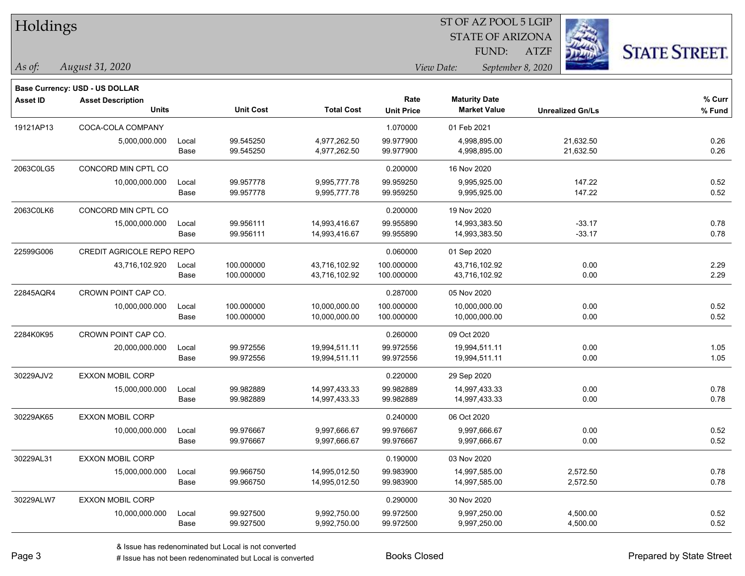# Holdings

ST OF AZ POOL 5 LGIP
STATE OF ARIZONA
FUND: ATZF

*As of:* *August 31, 2020*

*View Date:* *September 8, 2020*

**Base Currency: USD - US DOLLAR**

| Asset ID | Asset Description / Units | | Unit Cost | Total Cost | Rate / Unit Price | Maturity Date / Market Value | Unrealized Gn/Ls | % Curr / % Fund |
|---|---|---|---|---|---|---|---|---|
| 19121AP13 | COCA-COLA COMPANY | | | | 1.070000 | 01 Feb 2021 | | |
| | 5,000,000.000 | Local | 99.545250 | 4,977,262.50 | 99.977900 | 4,998,895.00 | 21,632.50 | 0.26 |
| | | Base | 99.545250 | 4,977,262.50 | 99.977900 | 4,998,895.00 | 21,632.50 | 0.26 |
| 2063C0LG5 | CONCORD MIN CPTL CO | | | | 0.200000 | 16 Nov 2020 | | |
| | 10,000,000.000 | Local | 99.957778 | 9,995,777.78 | 99.959250 | 9,995,925.00 | 147.22 | 0.52 |
| | | Base | 99.957778 | 9,995,777.78 | 99.959250 | 9,995,925.00 | 147.22 | 0.52 |
| 2063C0LK6 | CONCORD MIN CPTL CO | | | | 0.200000 | 19 Nov 2020 | | |
| | 15,000,000.000 | Local | 99.956111 | 14,993,416.67 | 99.955890 | 14,993,383.50 | -33.17 | 0.78 |
| | | Base | 99.956111 | 14,993,416.67 | 99.955890 | 14,993,383.50 | -33.17 | 0.78 |
| 22599G006 | CREDIT AGRICOLE REPO REPO | | | | 0.060000 | 01 Sep 2020 | | |
| | 43,716,102.920 | Local | 100.000000 | 43,716,102.92 | 100.000000 | 43,716,102.92 | 0.00 | 2.29 |
| | | Base | 100.000000 | 43,716,102.92 | 100.000000 | 43,716,102.92 | 0.00 | 2.29 |
| 22845AQR4 | CROWN POINT CAP CO. | | | | 0.287000 | 05 Nov 2020 | | |
| | 10,000,000.000 | Local | 100.000000 | 10,000,000.00 | 100.000000 | 10,000,000.00 | 0.00 | 0.52 |
| | | Base | 100.000000 | 10,000,000.00 | 100.000000 | 10,000,000.00 | 0.00 | 0.52 |
| 2284K0K95 | CROWN POINT CAP CO. | | | | 0.260000 | 09 Oct 2020 | | |
| | 20,000,000.000 | Local | 99.972556 | 19,994,511.11 | 99.972556 | 19,994,511.11 | 0.00 | 1.05 |
| | | Base | 99.972556 | 19,994,511.11 | 99.972556 | 19,994,511.11 | 0.00 | 1.05 |
| 30229AJV2 | EXXON MOBIL CORP | | | | 0.220000 | 29 Sep 2020 | | |
| | 15,000,000.000 | Local | 99.982889 | 14,997,433.33 | 99.982889 | 14,997,433.33 | 0.00 | 0.78 |
| | | Base | 99.982889 | 14,997,433.33 | 99.982889 | 14,997,433.33 | 0.00 | 0.78 |
| 30229AK65 | EXXON MOBIL CORP | | | | 0.240000 | 06 Oct 2020 | | |
| | 10,000,000.000 | Local | 99.976667 | 9,997,666.67 | 99.976667 | 9,997,666.67 | 0.00 | 0.52 |
| | | Base | 99.976667 | 9,997,666.67 | 99.976667 | 9,997,666.67 | 0.00 | 0.52 |
| 30229AL31 | EXXON MOBIL CORP | | | | 0.190000 | 03 Nov 2020 | | |
| | 15,000,000.000 | Local | 99.966750 | 14,995,012.50 | 99.983900 | 14,997,585.00 | 2,572.50 | 0.78 |
| | | Base | 99.966750 | 14,995,012.50 | 99.983900 | 14,997,585.00 | 2,572.50 | 0.78 |
| 30229ALW7 | EXXON MOBIL CORP | | | | 0.290000 | 30 Nov 2020 | | |
| | 10,000,000.000 | Local | 99.927500 | 9,992,750.00 | 99.972500 | 9,997,250.00 | 4,500.00 | 0.52 |
| | | Base | 99.927500 | 9,992,750.00 | 99.972500 | 9,997,250.00 | 4,500.00 | 0.52 |

& Issue has redenominated but Local is not converted
# Issue has not been redenominated but Local is converted

Books Closed

Prepared by State Street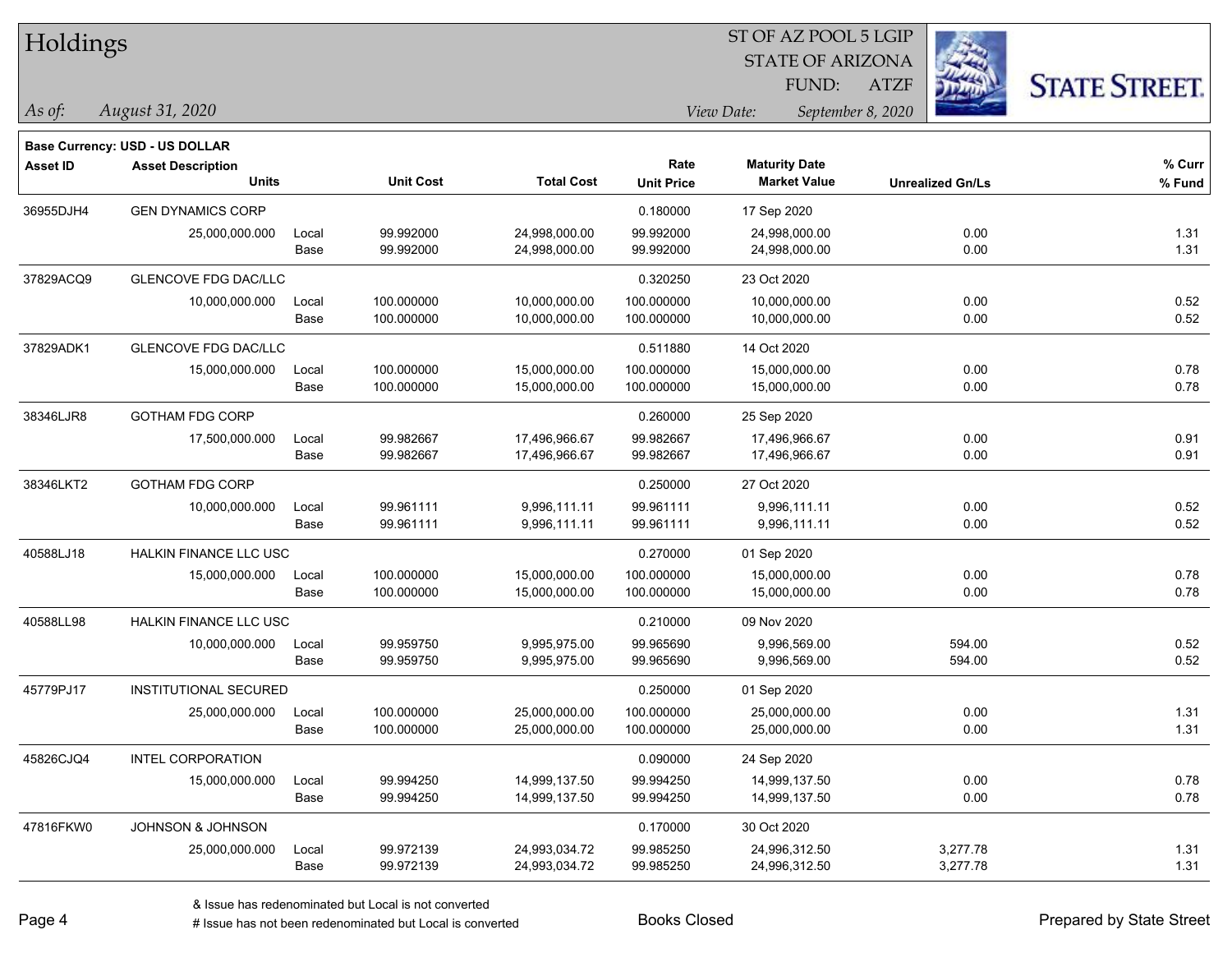# Holdings

ST OF AZ POOL 5 LGIP
STATE OF ARIZONA
FUND: ATZF

*As of: August 31, 2020*

*View Date: September 8, 2020*

**Base Currency: USD - US DOLLAR**

| Asset ID | Asset Description / Units | | Unit Cost | Total Cost | Rate / Unit Price | Maturity Date / Market Value | Unrealized Gn/Ls | % Curr / % Fund |
|---|---|---|---|---|---|---|---|---|
| 36955DJH4 | GEN DYNAMICS CORP | | | | 0.180000 | 17 Sep 2020 | | |
| | 25,000,000.000 | Local | 99.992000 | 24,998,000.00 | 99.992000 | 24,998,000.00 | 0.00 | 1.31 |
| | | Base | 99.992000 | 24,998,000.00 | 99.992000 | 24,998,000.00 | 0.00 | 1.31 |
| 37829ACQ9 | GLENCOVE FDG DAC/LLC | | | | 0.320250 | 23 Oct 2020 | | |
| | 10,000,000.000 | Local | 100.000000 | 10,000,000.00 | 100.000000 | 10,000,000.00 | 0.00 | 0.52 |
| | | Base | 100.000000 | 10,000,000.00 | 100.000000 | 10,000,000.00 | 0.00 | 0.52 |
| 37829ADK1 | GLENCOVE FDG DAC/LLC | | | | 0.511880 | 14 Oct 2020 | | |
| | 15,000,000.000 | Local | 100.000000 | 15,000,000.00 | 100.000000 | 15,000,000.00 | 0.00 | 0.78 |
| | | Base | 100.000000 | 15,000,000.00 | 100.000000 | 15,000,000.00 | 0.00 | 0.78 |
| 38346LJR8 | GOTHAM FDG CORP | | | | 0.260000 | 25 Sep 2020 | | |
| | 17,500,000.000 | Local | 99.982667 | 17,496,966.67 | 99.982667 | 17,496,966.67 | 0.00 | 0.91 |
| | | Base | 99.982667 | 17,496,966.67 | 99.982667 | 17,496,966.67 | 0.00 | 0.91 |
| 38346LKT2 | GOTHAM FDG CORP | | | | 0.250000 | 27 Oct 2020 | | |
| | 10,000,000.000 | Local | 99.961111 | 9,996,111.11 | 99.961111 | 9,996,111.11 | 0.00 | 0.52 |
| | | Base | 99.961111 | 9,996,111.11 | 99.961111 | 9,996,111.11 | 0.00 | 0.52 |
| 40588LJ18 | HALKIN FINANCE LLC USC | | | | 0.270000 | 01 Sep 2020 | | |
| | 15,000,000.000 | Local | 100.000000 | 15,000,000.00 | 100.000000 | 15,000,000.00 | 0.00 | 0.78 |
| | | Base | 100.000000 | 15,000,000.00 | 100.000000 | 15,000,000.00 | 0.00 | 0.78 |
| 40588LL98 | HALKIN FINANCE LLC USC | | | | 0.210000 | 09 Nov 2020 | | |
| | 10,000,000.000 | Local | 99.959750 | 9,995,975.00 | 99.965690 | 9,996,569.00 | 594.00 | 0.52 |
| | | Base | 99.959750 | 9,995,975.00 | 99.965690 | 9,996,569.00 | 594.00 | 0.52 |
| 45779PJ17 | INSTITUTIONAL SECURED | | | | 0.250000 | 01 Sep 2020 | | |
| | 25,000,000.000 | Local | 100.000000 | 25,000,000.00 | 100.000000 | 25,000,000.00 | 0.00 | 1.31 |
| | | Base | 100.000000 | 25,000,000.00 | 100.000000 | 25,000,000.00 | 0.00 | 1.31 |
| 45826CJQ4 | INTEL CORPORATION | | | | 0.090000 | 24 Sep 2020 | | |
| | 15,000,000.000 | Local | 99.994250 | 14,999,137.50 | 99.994250 | 14,999,137.50 | 0.00 | 0.78 |
| | | Base | 99.994250 | 14,999,137.50 | 99.994250 | 14,999,137.50 | 0.00 | 0.78 |
| 47816FKW0 | JOHNSON & JOHNSON | | | | 0.170000 | 30 Oct 2020 | | |
| | 25,000,000.000 | Local | 99.972139 | 24,993,034.72 | 99.985250 | 24,996,312.50 | 3,277.78 | 1.31 |
| | | Base | 99.972139 | 24,993,034.72 | 99.985250 | 24,996,312.50 | 3,277.78 | 1.31 |

& Issue has redenominated but Local is not converted
# Issue has not been redenominated but Local is converted

Books Closed

Prepared by State Street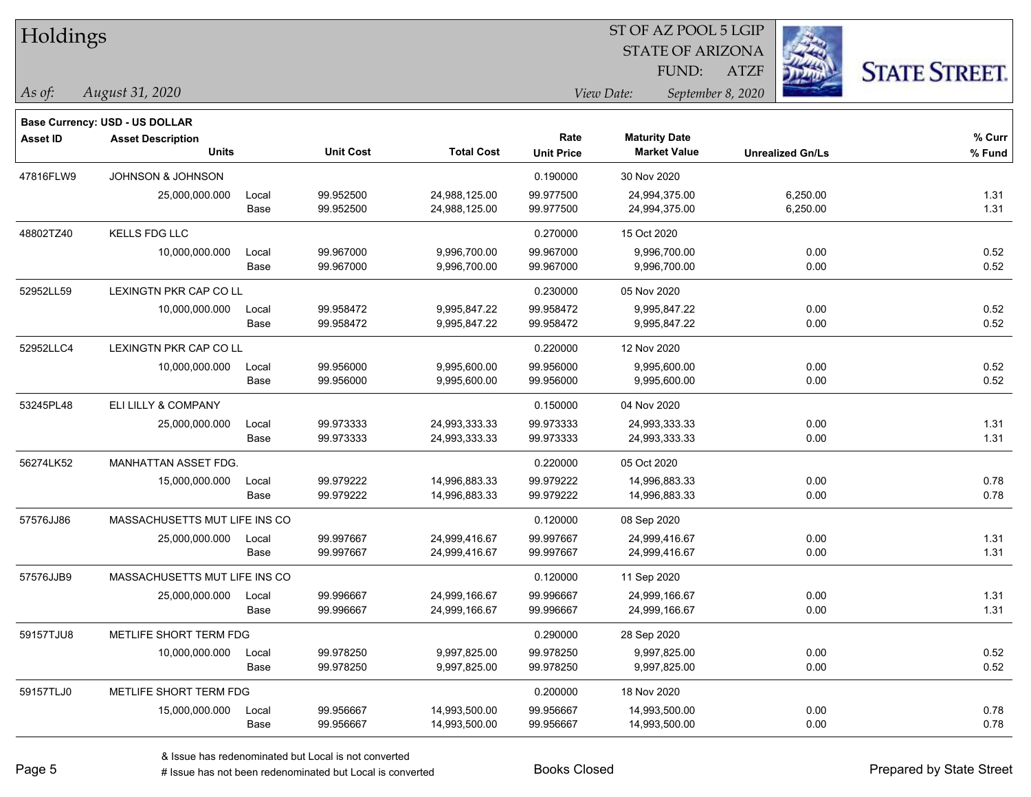# Holdings

ST OF AZ POOL 5 LGIP
STATE OF ARIZONA
FUND: ATZF

*As of: August 31, 2020*

*View Date: September 8, 2020*

**Base Currency: USD - US DOLLAR**

| Asset ID | Asset Description / Units | | Unit Cost | Total Cost | Rate / Unit Price | Maturity Date / Market Value | Unrealized Gn/Ls | % Curr / % Fund |
|---|---|---|---|---|---|---|---|---|
| 47816FLW9 | JOHNSON & JOHNSON | | | | 0.190000 | 30 Nov 2020 | | |
| | 25,000,000.000 | Local | 99.952500 | 24,988,125.00 | 99.977500 | 24,994,375.00 | 6,250.00 | 1.31 |
| | | Base | 99.952500 | 24,988,125.00 | 99.977500 | 24,994,375.00 | 6,250.00 | 1.31 |
| 48802TZ40 | KELLS FDG LLC | | | | 0.270000 | 15 Oct 2020 | | |
| | 10,000,000.000 | Local | 99.967000 | 9,996,700.00 | 99.967000 | 9,996,700.00 | 0.00 | 0.52 |
| | | Base | 99.967000 | 9,996,700.00 | 99.967000 | 9,996,700.00 | 0.00 | 0.52 |
| 52952LL59 | LEXINGTN PKR CAP CO LL | | | | 0.230000 | 05 Nov 2020 | | |
| | 10,000,000.000 | Local | 99.958472 | 9,995,847.22 | 99.958472 | 9,995,847.22 | 0.00 | 0.52 |
| | | Base | 99.958472 | 9,995,847.22 | 99.958472 | 9,995,847.22 | 0.00 | 0.52 |
| 52952LLC4 | LEXINGTN PKR CAP CO LL | | | | 0.220000 | 12 Nov 2020 | | |
| | 10,000,000.000 | Local | 99.956000 | 9,995,600.00 | 99.956000 | 9,995,600.00 | 0.00 | 0.52 |
| | | Base | 99.956000 | 9,995,600.00 | 99.956000 | 9,995,600.00 | 0.00 | 0.52 |
| 53245PL48 | ELI LILLY & COMPANY | | | | 0.150000 | 04 Nov 2020 | | |
| | 25,000,000.000 | Local | 99.973333 | 24,993,333.33 | 99.973333 | 24,993,333.33 | 0.00 | 1.31 |
| | | Base | 99.973333 | 24,993,333.33 | 99.973333 | 24,993,333.33 | 0.00 | 1.31 |
| 56274LK52 | MANHATTAN ASSET FDG. | | | | 0.220000 | 05 Oct 2020 | | |
| | 15,000,000.000 | Local | 99.979222 | 14,996,883.33 | 99.979222 | 14,996,883.33 | 0.00 | 0.78 |
| | | Base | 99.979222 | 14,996,883.33 | 99.979222 | 14,996,883.33 | 0.00 | 0.78 |
| 57576JJ86 | MASSACHUSETTS MUT LIFE INS CO | | | | 0.120000 | 08 Sep 2020 | | |
| | 25,000,000.000 | Local | 99.997667 | 24,999,416.67 | 99.997667 | 24,999,416.67 | 0.00 | 1.31 |
| | | Base | 99.997667 | 24,999,416.67 | 99.997667 | 24,999,416.67 | 0.00 | 1.31 |
| 57576JJB9 | MASSACHUSETTS MUT LIFE INS CO | | | | 0.120000 | 11 Sep 2020 | | |
| | 25,000,000.000 | Local | 99.996667 | 24,999,166.67 | 99.996667 | 24,999,166.67 | 0.00 | 1.31 |
| | | Base | 99.996667 | 24,999,166.67 | 99.996667 | 24,999,166.67 | 0.00 | 1.31 |
| 59157TJU8 | METLIFE SHORT TERM FDG | | | | 0.290000 | 28 Sep 2020 | | |
| | 10,000,000.000 | Local | 99.978250 | 9,997,825.00 | 99.978250 | 9,997,825.00 | 0.00 | 0.52 |
| | | Base | 99.978250 | 9,997,825.00 | 99.978250 | 9,997,825.00 | 0.00 | 0.52 |
| 59157TLJ0 | METLIFE SHORT TERM FDG | | | | 0.200000 | 18 Nov 2020 | | |
| | 15,000,000.000 | Local | 99.956667 | 14,993,500.00 | 99.956667 | 14,993,500.00 | 0.00 | 0.78 |
| | | Base | 99.956667 | 14,993,500.00 | 99.956667 | 14,993,500.00 | 0.00 | 0.78 |

& Issue has redenominated but Local is not converted
# Issue has not been redenominated but Local is converted

Books Closed

Prepared by State Street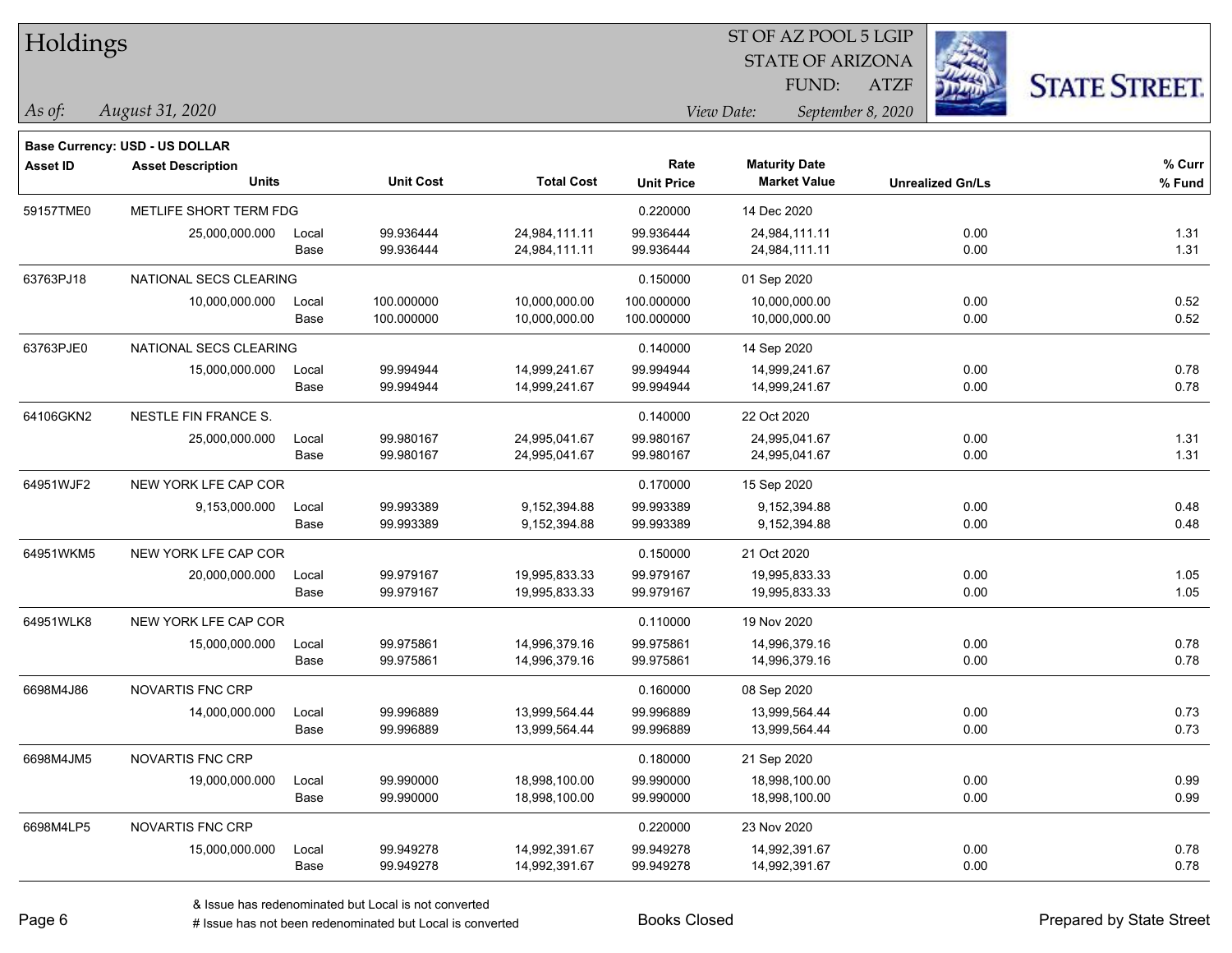# Holdings

ST OF AZ POOL 5 LGIP
STATE OF ARIZONA
FUND: ATZF

*As of:* *August 31, 2020*
*View Date:* *September 8, 2020*

**Base Currency: USD - US DOLLAR**

| Asset ID | Asset Description / Units | | Unit Cost | Total Cost | Rate / Unit Price | Maturity Date / Market Value | Unrealized Gn/Ls | % Curr / % Fund |
|---|---|---|---|---|---|---|---|---|
| 59157TME0 | METLIFE SHORT TERM FDG | | | | 0.220000 | 14 Dec 2020 | | |
| | 25,000,000.000 | Local | 99.936444 | 24,984,111.11 | 99.936444 | 24,984,111.11 | 0.00 | 1.31 |
| | | Base | 99.936444 | 24,984,111.11 | 99.936444 | 24,984,111.11 | 0.00 | 1.31 |
| 63763PJ18 | NATIONAL SECS CLEARING | | | | 0.150000 | 01 Sep 2020 | | |
| | 10,000,000.000 | Local | 100.000000 | 10,000,000.00 | 100.000000 | 10,000,000.00 | 0.00 | 0.52 |
| | | Base | 100.000000 | 10,000,000.00 | 100.000000 | 10,000,000.00 | 0.00 | 0.52 |
| 63763PJE0 | NATIONAL SECS CLEARING | | | | 0.140000 | 14 Sep 2020 | | |
| | 15,000,000.000 | Local | 99.994944 | 14,999,241.67 | 99.994944 | 14,999,241.67 | 0.00 | 0.78 |
| | | Base | 99.994944 | 14,999,241.67 | 99.994944 | 14,999,241.67 | 0.00 | 0.78 |
| 64106GKN2 | NESTLE FIN FRANCE S. | | | | 0.140000 | 22 Oct 2020 | | |
| | 25,000,000.000 | Local | 99.980167 | 24,995,041.67 | 99.980167 | 24,995,041.67 | 0.00 | 1.31 |
| | | Base | 99.980167 | 24,995,041.67 | 99.980167 | 24,995,041.67 | 0.00 | 1.31 |
| 64951WJF2 | NEW YORK LFE CAP COR | | | | 0.170000 | 15 Sep 2020 | | |
| | 9,153,000.000 | Local | 99.993389 | 9,152,394.88 | 99.993389 | 9,152,394.88 | 0.00 | 0.48 |
| | | Base | 99.993389 | 9,152,394.88 | 99.993389 | 9,152,394.88 | 0.00 | 0.48 |
| 64951WKM5 | NEW YORK LFE CAP COR | | | | 0.150000 | 21 Oct 2020 | | |
| | 20,000,000.000 | Local | 99.979167 | 19,995,833.33 | 99.979167 | 19,995,833.33 | 0.00 | 1.05 |
| | | Base | 99.979167 | 19,995,833.33 | 99.979167 | 19,995,833.33 | 0.00 | 1.05 |
| 64951WLK8 | NEW YORK LFE CAP COR | | | | 0.110000 | 19 Nov 2020 | | |
| | 15,000,000.000 | Local | 99.975861 | 14,996,379.16 | 99.975861 | 14,996,379.16 | 0.00 | 0.78 |
| | | Base | 99.975861 | 14,996,379.16 | 99.975861 | 14,996,379.16 | 0.00 | 0.78 |
| 6698M4J86 | NOVARTIS FNC CRP | | | | 0.160000 | 08 Sep 2020 | | |
| | 14,000,000.000 | Local | 99.996889 | 13,999,564.44 | 99.996889 | 13,999,564.44 | 0.00 | 0.73 |
| | | Base | 99.996889 | 13,999,564.44 | 99.996889 | 13,999,564.44 | 0.00 | 0.73 |
| 6698M4JM5 | NOVARTIS FNC CRP | | | | 0.180000 | 21 Sep 2020 | | |
| | 19,000,000.000 | Local | 99.990000 | 18,998,100.00 | 99.990000 | 18,998,100.00 | 0.00 | 0.99 |
| | | Base | 99.990000 | 18,998,100.00 | 99.990000 | 18,998,100.00 | 0.00 | 0.99 |
| 6698M4LP5 | NOVARTIS FNC CRP | | | | 0.220000 | 23 Nov 2020 | | |
| | 15,000,000.000 | Local | 99.949278 | 14,992,391.67 | 99.949278 | 14,992,391.67 | 0.00 | 0.78 |
| | | Base | 99.949278 | 14,992,391.67 | 99.949278 | 14,992,391.67 | 0.00 | 0.78 |

& Issue has redenominated but Local is not converted
# Issue has not been redenominated but Local is converted

Books Closed

Prepared by State Street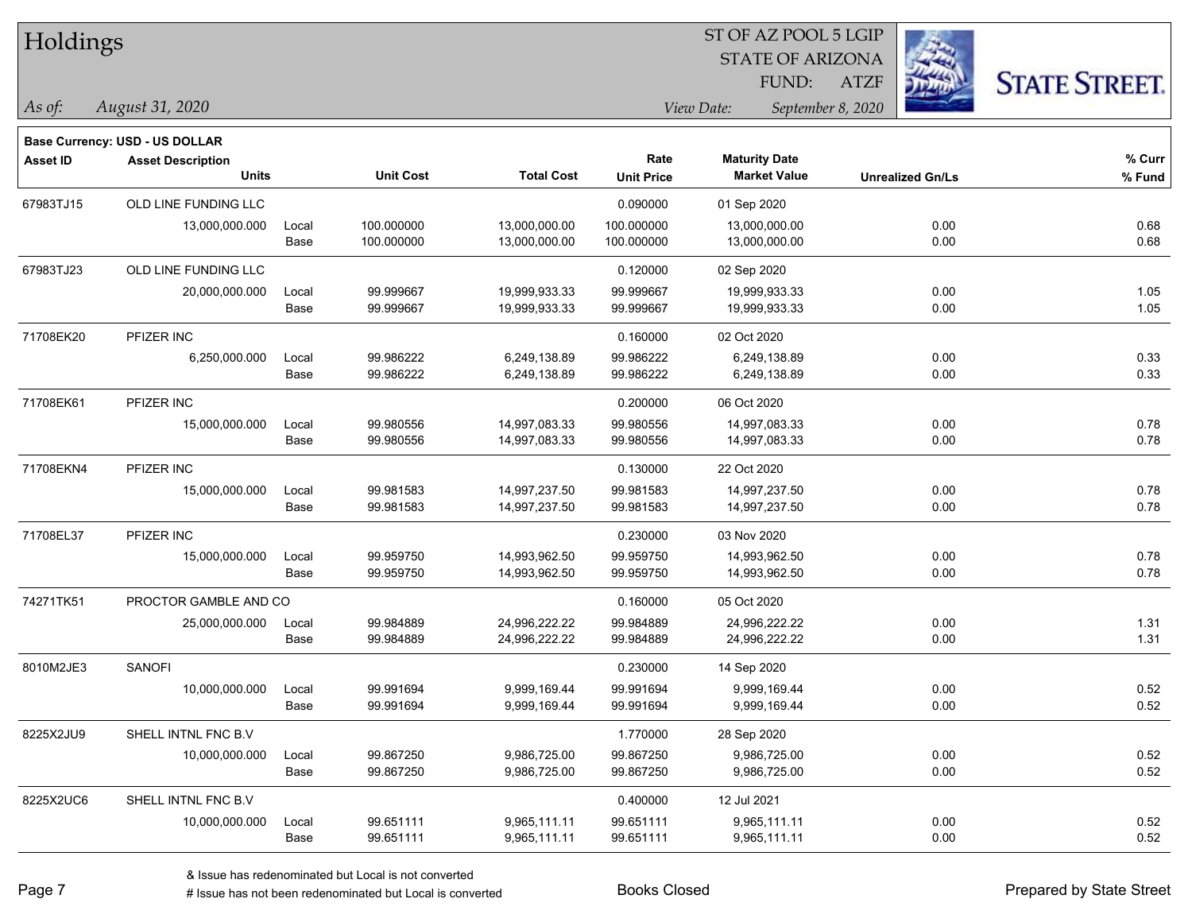# Holdings

ST OF AZ POOL 5 LGIP
STATE OF ARIZONA
FUND: ATZF

*As of: August 31, 2020*

*View Date: September 8, 2020*

**Base Currency: USD - US DOLLAR**

| Asset ID | Asset Description / Units | | Unit Cost | Total Cost | Rate / Unit Price | Maturity Date / Market Value | Unrealized Gn/Ls | % Curr / % Fund |
|---|---|---|---|---|---|---|---|---|
| 67983TJ15 | OLD LINE FUNDING LLC | | | | 0.090000 | 01 Sep 2020 | | |
| | 13,000,000.000 | Local | 100.000000 | 13,000,000.00 | 100.000000 | 13,000,000.00 | 0.00 | 0.68 |
| | | Base | 100.000000 | 13,000,000.00 | 100.000000 | 13,000,000.00 | 0.00 | 0.68 |
| 67983TJ23 | OLD LINE FUNDING LLC | | | | 0.120000 | 02 Sep 2020 | | |
| | 20,000,000.000 | Local | 99.999667 | 19,999,933.33 | 99.999667 | 19,999,933.33 | 0.00 | 1.05 |
| | | Base | 99.999667 | 19,999,933.33 | 99.999667 | 19,999,933.33 | 0.00 | 1.05 |
| 71708EK20 | PFIZER INC | | | | 0.160000 | 02 Oct 2020 | | |
| | 6,250,000.000 | Local | 99.986222 | 6,249,138.89 | 99.986222 | 6,249,138.89 | 0.00 | 0.33 |
| | | Base | 99.986222 | 6,249,138.89 | 99.986222 | 6,249,138.89 | 0.00 | 0.33 |
| 71708EK61 | PFIZER INC | | | | 0.200000 | 06 Oct 2020 | | |
| | 15,000,000.000 | Local | 99.980556 | 14,997,083.33 | 99.980556 | 14,997,083.33 | 0.00 | 0.78 |
| | | Base | 99.980556 | 14,997,083.33 | 99.980556 | 14,997,083.33 | 0.00 | 0.78 |
| 71708EKN4 | PFIZER INC | | | | 0.130000 | 22 Oct 2020 | | |
| | 15,000,000.000 | Local | 99.981583 | 14,997,237.50 | 99.981583 | 14,997,237.50 | 0.00 | 0.78 |
| | | Base | 99.981583 | 14,997,237.50 | 99.981583 | 14,997,237.50 | 0.00 | 0.78 |
| 71708EL37 | PFIZER INC | | | | 0.230000 | 03 Nov 2020 | | |
| | 15,000,000.000 | Local | 99.959750 | 14,993,962.50 | 99.959750 | 14,993,962.50 | 0.00 | 0.78 |
| | | Base | 99.959750 | 14,993,962.50 | 99.959750 | 14,993,962.50 | 0.00 | 0.78 |
| 74271TK51 | PROCTOR GAMBLE AND CO | | | | 0.160000 | 05 Oct 2020 | | |
| | 25,000,000.000 | Local | 99.984889 | 24,996,222.22 | 99.984889 | 24,996,222.22 | 0.00 | 1.31 |
| | | Base | 99.984889 | 24,996,222.22 | 99.984889 | 24,996,222.22 | 0.00 | 1.31 |
| 8010M2JE3 | SANOFI | | | | 0.230000 | 14 Sep 2020 | | |
| | 10,000,000.000 | Local | 99.991694 | 9,999,169.44 | 99.991694 | 9,999,169.44 | 0.00 | 0.52 |
| | | Base | 99.991694 | 9,999,169.44 | 99.991694 | 9,999,169.44 | 0.00 | 0.52 |
| 8225X2JU9 | SHELL INTNL FNC B.V | | | | 1.770000 | 28 Sep 2020 | | |
| | 10,000,000.000 | Local | 99.867250 | 9,986,725.00 | 99.867250 | 9,986,725.00 | 0.00 | 0.52 |
| | | Base | 99.867250 | 9,986,725.00 | 99.867250 | 9,986,725.00 | 0.00 | 0.52 |
| 8225X2UC6 | SHELL INTNL FNC B.V | | | | 0.400000 | 12 Jul 2021 | | |
| | 10,000,000.000 | Local | 99.651111 | 9,965,111.11 | 99.651111 | 9,965,111.11 | 0.00 | 0.52 |
| | | Base | 99.651111 | 9,965,111.11 | 99.651111 | 9,965,111.11 | 0.00 | 0.52 |

& Issue has redenominated but Local is not converted
# Issue has not been redenominated but Local is converted

Books Closed

Prepared by State Street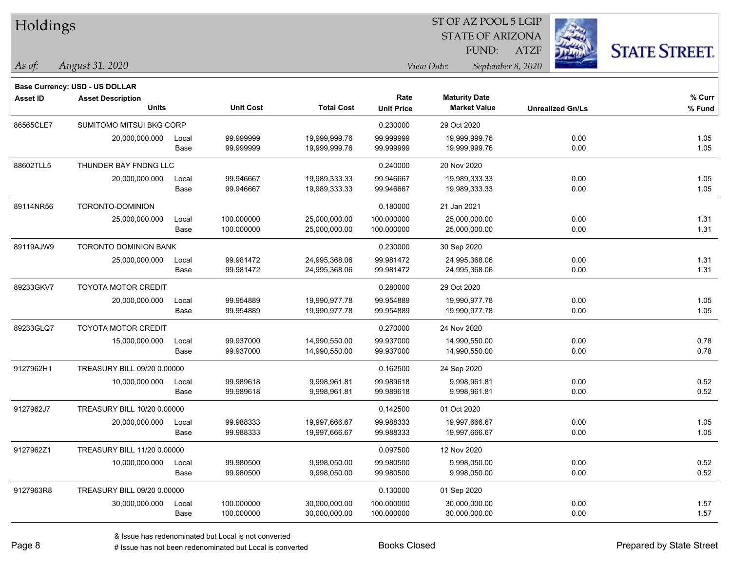# Holdings

ST OF AZ POOL 5 LGIP
STATE OF ARIZONA
FUND: ATZF

*As of: August 31, 2020*

*View Date: September 8, 2020*

**Base Currency: USD - US DOLLAR**

| Asset ID | Asset Description / Units | | Unit Cost | Total Cost | Rate / Unit Price | Maturity Date / Market Value | Unrealized Gn/Ls | % Curr / % Fund |
|---|---|---|---|---|---|---|---|---|
| 86565CLE7 | SUMITOMO MITSUI BKG CORP | | | | 0.230000 | 29 Oct 2020 | | |
| | 20,000,000.000 | Local | 99.999999 | 19,999,999.76 | 99.999999 | 19,999,999.76 | 0.00 | 1.05 |
| | | Base | 99.999999 | 19,999,999.76 | 99.999999 | 19,999,999.76 | 0.00 | 1.05 |
| 88602TLL5 | THUNDER BAY FNDNG LLC | | | | 0.240000 | 20 Nov 2020 | | |
| | 20,000,000.000 | Local | 99.946667 | 19,989,333.33 | 99.946667 | 19,989,333.33 | 0.00 | 1.05 |
| | | Base | 99.946667 | 19,989,333.33 | 99.946667 | 19,989,333.33 | 0.00 | 1.05 |
| 89114NR56 | TORONTO-DOMINION | | | | 0.180000 | 21 Jan 2021 | | |
| | 25,000,000.000 | Local | 100.000000 | 25,000,000.00 | 100.000000 | 25,000,000.00 | 0.00 | 1.31 |
| | | Base | 100.000000 | 25,000,000.00 | 100.000000 | 25,000,000.00 | 0.00 | 1.31 |
| 89119AJW9 | TORONTO DOMINION BANK | | | | 0.230000 | 30 Sep 2020 | | |
| | 25,000,000.000 | Local | 99.981472 | 24,995,368.06 | 99.981472 | 24,995,368.06 | 0.00 | 1.31 |
| | | Base | 99.981472 | 24,995,368.06 | 99.981472 | 24,995,368.06 | 0.00 | 1.31 |
| 89233GKV7 | TOYOTA MOTOR CREDIT | | | | 0.280000 | 29 Oct 2020 | | |
| | 20,000,000.000 | Local | 99.954889 | 19,990,977.78 | 99.954889 | 19,990,977.78 | 0.00 | 1.05 |
| | | Base | 99.954889 | 19,990,977.78 | 99.954889 | 19,990,977.78 | 0.00 | 1.05 |
| 89233GLQ7 | TOYOTA MOTOR CREDIT | | | | 0.270000 | 24 Nov 2020 | | |
| | 15,000,000.000 | Local | 99.937000 | 14,990,550.00 | 99.937000 | 14,990,550.00 | 0.00 | 0.78 |
| | | Base | 99.937000 | 14,990,550.00 | 99.937000 | 14,990,550.00 | 0.00 | 0.78 |
| 9127962H1 | TREASURY BILL 09/20 0.00000 | | | | 0.162500 | 24 Sep 2020 | | |
| | 10,000,000.000 | Local | 99.989618 | 9,998,961.81 | 99.989618 | 9,998,961.81 | 0.00 | 0.52 |
| | | Base | 99.989618 | 9,998,961.81 | 99.989618 | 9,998,961.81 | 0.00 | 0.52 |
| 9127962J7 | TREASURY BILL 10/20 0.00000 | | | | 0.142500 | 01 Oct 2020 | | |
| | 20,000,000.000 | Local | 99.988333 | 19,997,666.67 | 99.988333 | 19,997,666.67 | 0.00 | 1.05 |
| | | Base | 99.988333 | 19,997,666.67 | 99.988333 | 19,997,666.67 | 0.00 | 1.05 |
| 9127962Z1 | TREASURY BILL 11/20 0.00000 | | | | 0.097500 | 12 Nov 2020 | | |
| | 10,000,000.000 | Local | 99.980500 | 9,998,050.00 | 99.980500 | 9,998,050.00 | 0.00 | 0.52 |
| | | Base | 99.980500 | 9,998,050.00 | 99.980500 | 9,998,050.00 | 0.00 | 0.52 |
| 9127963R8 | TREASURY BILL 09/20 0.00000 | | | | 0.130000 | 01 Sep 2020 | | |
| | 30,000,000.000 | Local | 100.000000 | 30,000,000.00 | 100.000000 | 30,000,000.00 | 0.00 | 1.57 |
| | | Base | 100.000000 | 30,000,000.00 | 100.000000 | 30,000,000.00 | 0.00 | 1.57 |

& Issue has redenominated but Local is not converted

# Issue has not been redenominated but Local is converted

Books Closed

Prepared by State Street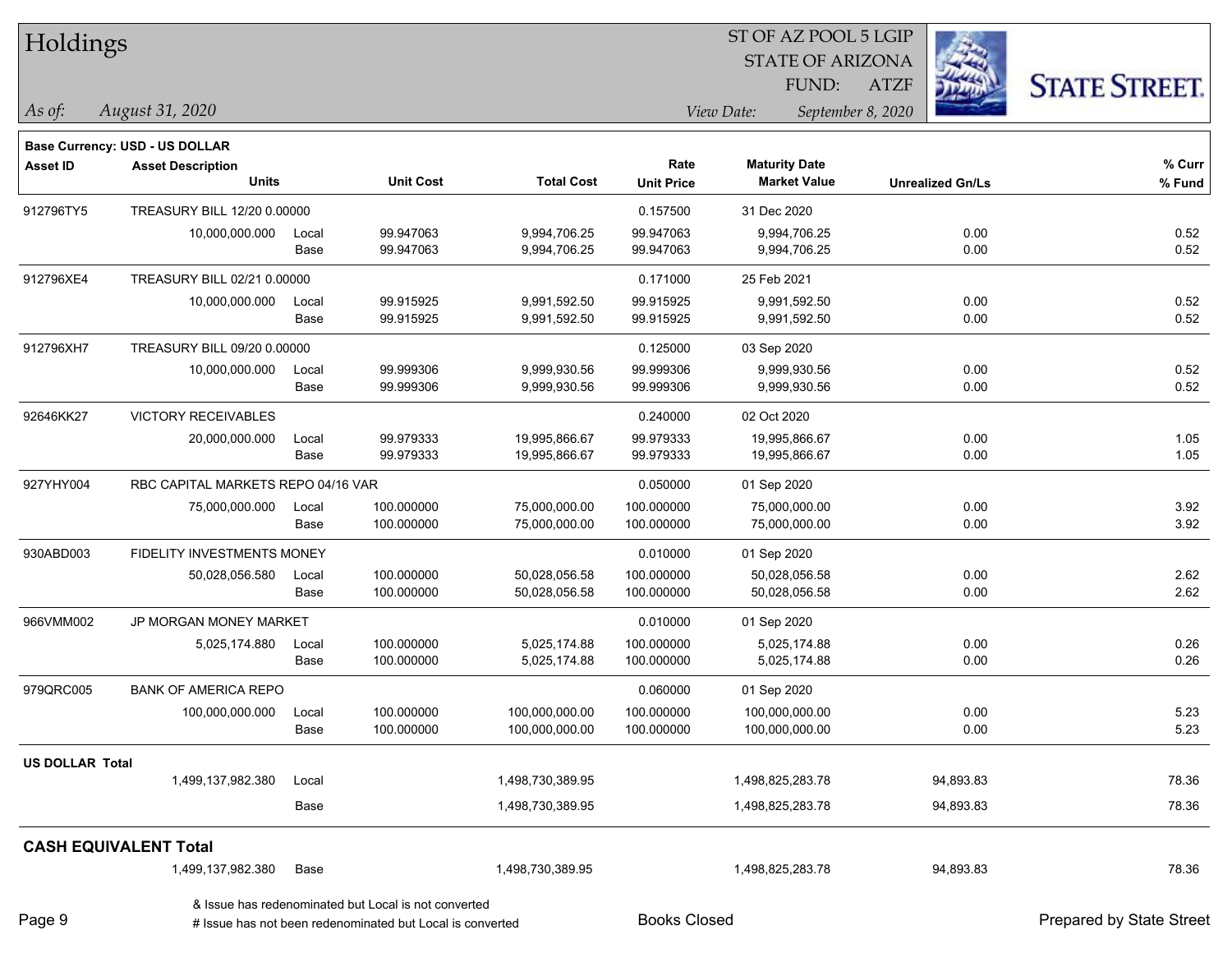# Holdings

ST OF AZ POOL 5 LGIP
STATE OF ARIZONA
FUND: ATZF

*As of: August 31, 2020*

*View Date: September 8, 2020*

**Base Currency: USD - US DOLLAR**

| Asset ID | Asset Description / Units | | Unit Cost | Total Cost | Rate / Unit Price | Maturity Date / Market Value | Unrealized Gn/Ls | % Curr / % Fund |
|---|---|---|---|---|---|---|---|---|
| 912796TY5 | TREASURY BILL 12/20 0.00000 | | | | 0.157500 | 31 Dec 2020 | | |
| | 10,000,000.000 | Local | 99.947063 | 9,994,706.25 | 99.947063 | 9,994,706.25 | 0.00 | 0.52 |
| | | Base | 99.947063 | 9,994,706.25 | 99.947063 | 9,994,706.25 | 0.00 | 0.52 |
| 912796XE4 | TREASURY BILL 02/21 0.00000 | | | | 0.171000 | 25 Feb 2021 | | |
| | 10,000,000.000 | Local | 99.915925 | 9,991,592.50 | 99.915925 | 9,991,592.50 | 0.00 | 0.52 |
| | | Base | 99.915925 | 9,991,592.50 | 99.915925 | 9,991,592.50 | 0.00 | 0.52 |
| 912796XH7 | TREASURY BILL 09/20 0.00000 | | | | 0.125000 | 03 Sep 2020 | | |
| | 10,000,000.000 | Local | 99.999306 | 9,999,930.56 | 99.999306 | 9,999,930.56 | 0.00 | 0.52 |
| | | Base | 99.999306 | 9,999,930.56 | 99.999306 | 9,999,930.56 | 0.00 | 0.52 |
| 92646KK27 | VICTORY RECEIVABLES | | | | 0.240000 | 02 Oct 2020 | | |
| | 20,000,000.000 | Local | 99.979333 | 19,995,866.67 | 99.979333 | 19,995,866.67 | 0.00 | 1.05 |
| | | Base | 99.979333 | 19,995,866.67 | 99.979333 | 19,995,866.67 | 0.00 | 1.05 |
| 927YHY004 | RBC CAPITAL MARKETS REPO 04/16 VAR | | | | 0.050000 | 01 Sep 2020 | | |
| | 75,000,000.000 | Local | 100.000000 | 75,000,000.00 | 100.000000 | 75,000,000.00 | 0.00 | 3.92 |
| | | Base | 100.000000 | 75,000,000.00 | 100.000000 | 75,000,000.00 | 0.00 | 3.92 |
| 930ABD003 | FIDELITY INVESTMENTS MONEY | | | | 0.010000 | 01 Sep 2020 | | |
| | 50,028,056.580 | Local | 100.000000 | 50,028,056.58 | 100.000000 | 50,028,056.58 | 0.00 | 2.62 |
| | | Base | 100.000000 | 50,028,056.58 | 100.000000 | 50,028,056.58 | 0.00 | 2.62 |
| 966VMM002 | JP MORGAN MONEY MARKET | | | | 0.010000 | 01 Sep 2020 | | |
| | 5,025,174.880 | Local | 100.000000 | 5,025,174.88 | 100.000000 | 5,025,174.88 | 0.00 | 0.26 |
| | | Base | 100.000000 | 5,025,174.88 | 100.000000 | 5,025,174.88 | 0.00 | 0.26 |
| 979QRC005 | BANK OF AMERICA REPO | | | | 0.060000 | 01 Sep 2020 | | |
| | 100,000,000.000 | Local | 100.000000 | 100,000,000.00 | 100.000000 | 100,000,000.00 | 0.00 | 5.23 |
| | | Base | 100.000000 | 100,000,000.00 | 100.000000 | 100,000,000.00 | 0.00 | 5.23 |
| **US DOLLAR Total** | | | | | | | | |
| | 1,499,137,982.380 | Local | | 1,498,730,389.95 | | 1,498,825,283.78 | 94,893.83 | 78.36 |
| | | Base | | 1,498,730,389.95 | | 1,498,825,283.78 | 94,893.83 | 78.36 |
| **CASH EQUIVALENT Total** | | | | | | | | |
| | 1,499,137,982.380 | Base | | 1,498,730,389.95 | | 1,498,825,283.78 | 94,893.83 | 78.36 |

& Issue has redenominated but Local is not converted

# Issue has not been redenominated but Local is converted

Books Closed

Prepared by State Street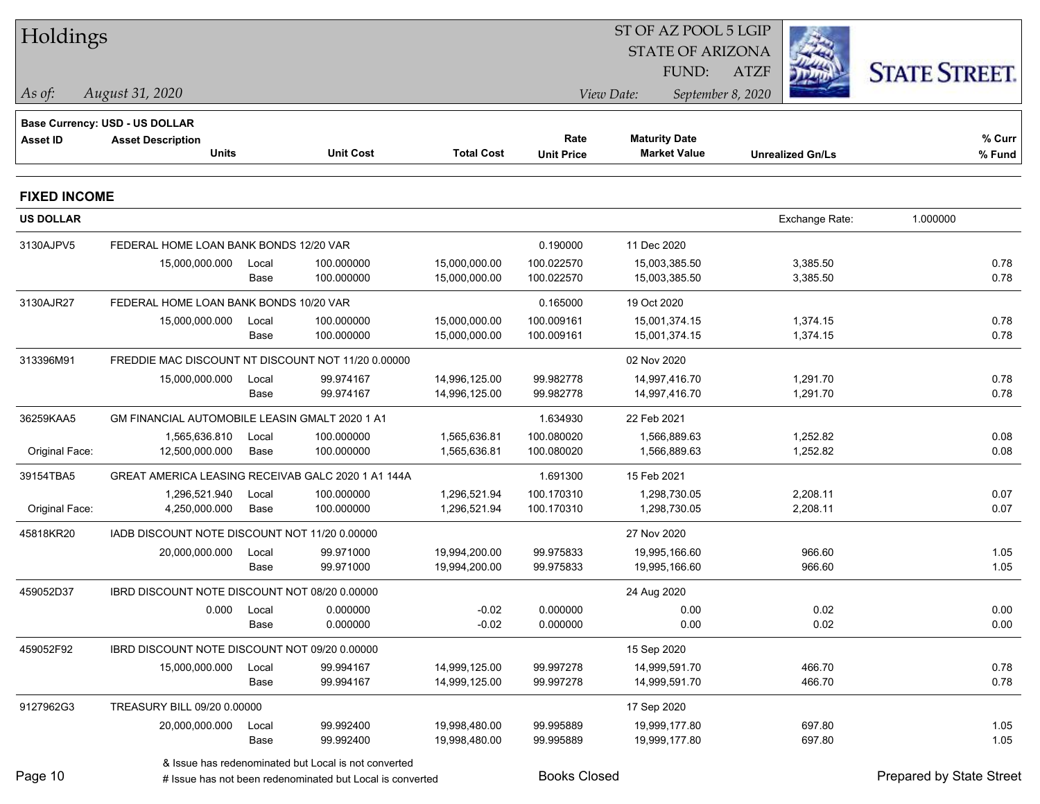# Holdings

ST OF AZ POOL 5 LGIP
STATE OF ARIZONA
FUND: ATZF

*As of:* *August 31, 2020*

*View Date:* *September 8, 2020*

**Base Currency: USD - US DOLLAR**

## FIXED INCOME

| Asset ID | Asset Description / Units | | Unit Cost | Total Cost | Rate / Unit Price | Maturity Date / Market Value | Unrealized Gn/Ls | % Curr / % Fund |
|---|---|---|---|---|---|---|---|---|
| **US DOLLAR** | | | | | | | Exchange Rate: | 1.000000 |
| 3130AJPV5 | FEDERAL HOME LOAN BANK BONDS 12/20 VAR | | | | 0.190000 | 11 Dec 2020 | | |
| | 15,000,000.000 | Local | 100.000000 | 15,000,000.00 | 100.022570 | 15,003,385.50 | 3,385.50 | 0.78 |
| | | Base | 100.000000 | 15,000,000.00 | 100.022570 | 15,003,385.50 | 3,385.50 | 0.78 |
| 3130AJR27 | FEDERAL HOME LOAN BANK BONDS 10/20 VAR | | | | 0.165000 | 19 Oct 2020 | | |
| | 15,000,000.000 | Local | 100.000000 | 15,000,000.00 | 100.009161 | 15,001,374.15 | 1,374.15 | 0.78 |
| | | Base | 100.000000 | 15,000,000.00 | 100.009161 | 15,001,374.15 | 1,374.15 | 0.78 |
| 313396M91 | FREDDIE MAC DISCOUNT NT DISCOUNT NOT 11/20 0.00000 | | | | | 02 Nov 2020 | | |
| | 15,000,000.000 | Local | 99.974167 | 14,996,125.00 | 99.982778 | 14,997,416.70 | 1,291.70 | 0.78 |
| | | Base | 99.974167 | 14,996,125.00 | 99.982778 | 14,997,416.70 | 1,291.70 | 0.78 |
| 36259KAA5 | GM FINANCIAL AUTOMOBILE LEASIN GMALT 2020 1 A1 | | | | 1.634930 | 22 Feb 2021 | | |
| | 1,565,636.810 | Local | 100.000000 | 1,565,636.81 | 100.080020 | 1,566,889.63 | 1,252.82 | 0.08 |
| Original Face: | 12,500,000.000 | Base | 100.000000 | 1,565,636.81 | 100.080020 | 1,566,889.63 | 1,252.82 | 0.08 |
| 39154TBA5 | GREAT AMERICA LEASING RECEIVAB GALC 2020 1 A1 144A | | | | 1.691300 | 15 Feb 2021 | | |
| | 1,296,521.940 | Local | 100.000000 | 1,296,521.94 | 100.170310 | 1,298,730.05 | 2,208.11 | 0.07 |
| Original Face: | 4,250,000.000 | Base | 100.000000 | 1,296,521.94 | 100.170310 | 1,298,730.05 | 2,208.11 | 0.07 |
| 45818KR20 | IADB DISCOUNT NOTE DISCOUNT NOT 11/20 0.00000 | | | | | 27 Nov 2020 | | |
| | 20,000,000.000 | Local | 99.971000 | 19,994,200.00 | 99.975833 | 19,995,166.60 | 966.60 | 1.05 |
| | | Base | 99.971000 | 19,994,200.00 | 99.975833 | 19,995,166.60 | 966.60 | 1.05 |
| 459052D37 | IBRD DISCOUNT NOTE DISCOUNT NOT 08/20 0.00000 | | | | | 24 Aug 2020 | | |
| | 0.000 | Local | 0.000000 | -0.02 | 0.000000 | 0.00 | 0.02 | 0.00 |
| | | Base | 0.000000 | -0.02 | 0.000000 | 0.00 | 0.02 | 0.00 |
| 459052F92 | IBRD DISCOUNT NOTE DISCOUNT NOT 09/20 0.00000 | | | | | 15 Sep 2020 | | |
| | 15,000,000.000 | Local | 99.994167 | 14,999,125.00 | 99.997278 | 14,999,591.70 | 466.70 | 0.78 |
| | | Base | 99.994167 | 14,999,125.00 | 99.997278 | 14,999,591.70 | 466.70 | 0.78 |
| 9127962G3 | TREASURY BILL 09/20 0.00000 | | | | | 17 Sep 2020 | | |
| | 20,000,000.000 | Local | 99.992400 | 19,998,480.00 | 99.995889 | 19,999,177.80 | 697.80 | 1.05 |
| | | Base | 99.992400 | 19,998,480.00 | 99.995889 | 19,999,177.80 | 697.80 | 1.05 |

& Issue has redenominated but Local is not converted
# Issue has not been redenominated but Local is converted

Books Closed

Prepared by State Street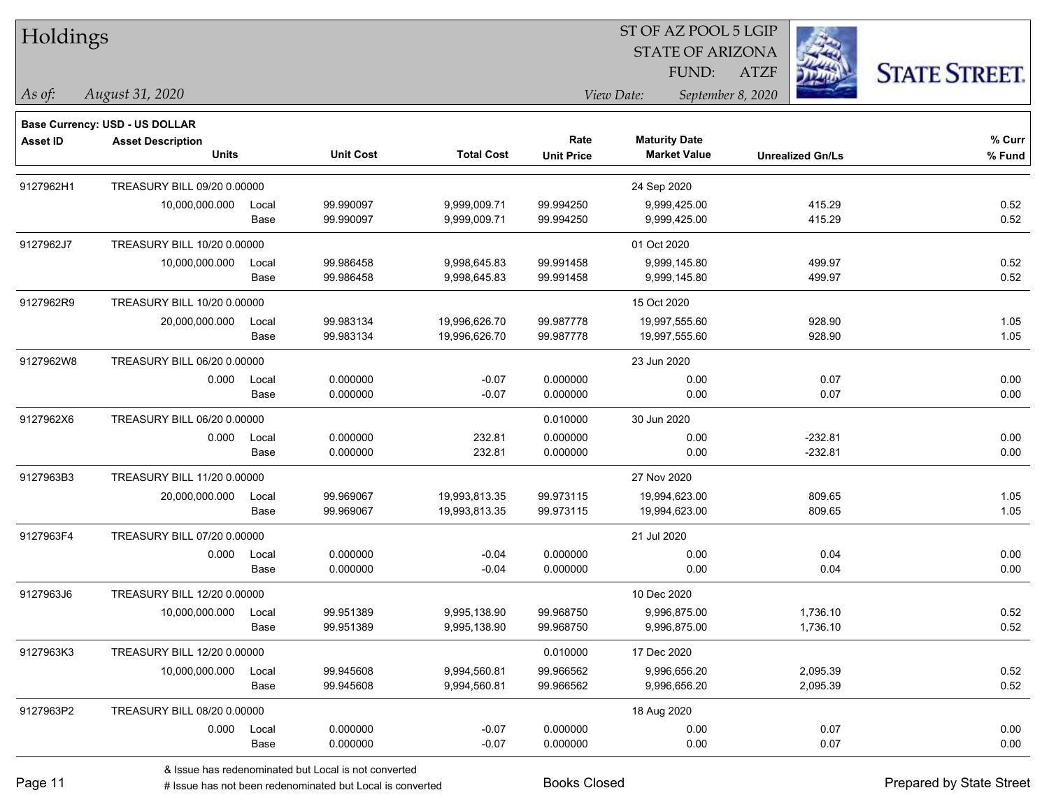# Holdings

ST OF AZ POOL 5 LGIP
STATE OF ARIZONA
FUND: ATZF

*As of:* *August 31, 2020*

*View Date:* *September 8, 2020*

**Base Currency: USD - US DOLLAR**

| Asset ID | Asset Description / Units | | Unit Cost | Total Cost | Rate / Unit Price | Maturity Date / Market Value | Unrealized Gn/Ls | % Curr / % Fund |
|---|---|---|---|---|---|---|---|---|
| 9127962H1 | TREASURY BILL 09/20 0.00000 | | | | | 24 Sep 2020 | | |
| | 10,000,000.000 | Local | 99.990097 | 9,999,009.71 | 99.994250 | 9,999,425.00 | 415.29 | 0.52 |
| | | Base | 99.990097 | 9,999,009.71 | 99.994250 | 9,999,425.00 | 415.29 | 0.52 |
| 9127962J7 | TREASURY BILL 10/20 0.00000 | | | | | 01 Oct 2020 | | |
| | 10,000,000.000 | Local | 99.986458 | 9,998,645.83 | 99.991458 | 9,999,145.80 | 499.97 | 0.52 |
| | | Base | 99.986458 | 9,998,645.83 | 99.991458 | 9,999,145.80 | 499.97 | 0.52 |
| 9127962R9 | TREASURY BILL 10/20 0.00000 | | | | | 15 Oct 2020 | | |
| | 20,000,000.000 | Local | 99.983134 | 19,996,626.70 | 99.987778 | 19,997,555.60 | 928.90 | 1.05 |
| | | Base | 99.983134 | 19,996,626.70 | 99.987778 | 19,997,555.60 | 928.90 | 1.05 |
| 9127962W8 | TREASURY BILL 06/20 0.00000 | | | | | 23 Jun 2020 | | |
| | 0.000 | Local | 0.000000 | -0.07 | 0.000000 | 0.00 | 0.07 | 0.00 |
| | | Base | 0.000000 | -0.07 | 0.000000 | 0.00 | 0.07 | 0.00 |
| 9127962X6 | TREASURY BILL 06/20 0.00000 | | | | 0.010000 | 30 Jun 2020 | | |
| | 0.000 | Local | 0.000000 | 232.81 | 0.000000 | 0.00 | -232.81 | 0.00 |
| | | Base | 0.000000 | 232.81 | 0.000000 | 0.00 | -232.81 | 0.00 |
| 9127963B3 | TREASURY BILL 11/20 0.00000 | | | | | 27 Nov 2020 | | |
| | 20,000,000.000 | Local | 99.969067 | 19,993,813.35 | 99.973115 | 19,994,623.00 | 809.65 | 1.05 |
| | | Base | 99.969067 | 19,993,813.35 | 99.973115 | 19,994,623.00 | 809.65 | 1.05 |
| 9127963F4 | TREASURY BILL 07/20 0.00000 | | | | | 21 Jul 2020 | | |
| | 0.000 | Local | 0.000000 | -0.04 | 0.000000 | 0.00 | 0.04 | 0.00 |
| | | Base | 0.000000 | -0.04 | 0.000000 | 0.00 | 0.04 | 0.00 |
| 9127963J6 | TREASURY BILL 12/20 0.00000 | | | | | 10 Dec 2020 | | |
| | 10,000,000.000 | Local | 99.951389 | 9,995,138.90 | 99.968750 | 9,996,875.00 | 1,736.10 | 0.52 |
| | | Base | 99.951389 | 9,995,138.90 | 99.968750 | 9,996,875.00 | 1,736.10 | 0.52 |
| 9127963K3 | TREASURY BILL 12/20 0.00000 | | | | 0.010000 | 17 Dec 2020 | | |
| | 10,000,000.000 | Local | 99.945608 | 9,994,560.81 | 99.966562 | 9,996,656.20 | 2,095.39 | 0.52 |
| | | Base | 99.945608 | 9,994,560.81 | 99.966562 | 9,996,656.20 | 2,095.39 | 0.52 |
| 9127963P2 | TREASURY BILL 08/20 0.00000 | | | | | 18 Aug 2020 | | |
| | 0.000 | Local | 0.000000 | -0.07 | 0.000000 | 0.00 | 0.07 | 0.00 |
| | | Base | 0.000000 | -0.07 | 0.000000 | 0.00 | 0.07 | 0.00 |

& Issue has redenominated but Local is not converted
# Issue has not been redenominated but Local is converted

Books Closed

Prepared by State Street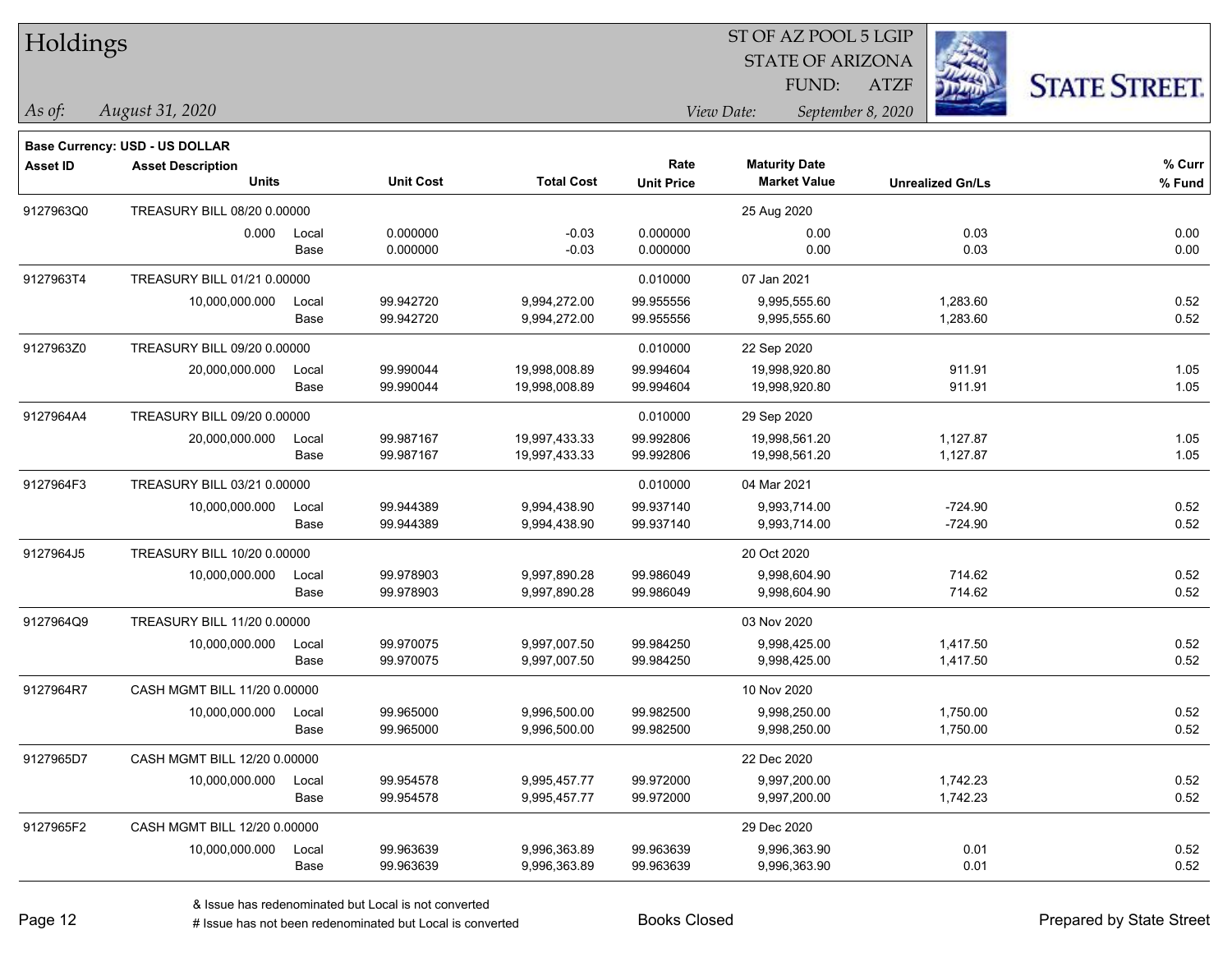# Holdings

ST OF AZ POOL 5 LGIP
STATE OF ARIZONA
FUND: ATZF

*As of: August 31, 2020*

*View Date: September 8, 2020*

STATE STREET.

**Base Currency: USD - US DOLLAR**

| Asset ID | Asset Description / Units | | Unit Cost | Total Cost | Rate / Unit Price | Maturity Date / Market Value | Unrealized Gn/Ls | % Curr / % Fund |
|---|---|---|---|---|---|---|---|---|
| 9127963Q0 | TREASURY BILL 08/20 0.00000 | | | | | 25 Aug 2020 | | |
| | 0.000 | Local | 0.000000 | -0.03 | 0.000000 | 0.00 | 0.03 | 0.00 |
| | | Base | 0.000000 | -0.03 | 0.000000 | 0.00 | 0.03 | 0.00 |
| 9127963T4 | TREASURY BILL 01/21 0.00000 | | | | 0.010000 | 07 Jan 2021 | | |
| | 10,000,000.000 | Local | 99.942720 | 9,994,272.00 | 99.955556 | 9,995,555.60 | 1,283.60 | 0.52 |
| | | Base | 99.942720 | 9,994,272.00 | 99.955556 | 9,995,555.60 | 1,283.60 | 0.52 |
| 9127963Z0 | TREASURY BILL 09/20 0.00000 | | | | 0.010000 | 22 Sep 2020 | | |
| | 20,000,000.000 | Local | 99.990044 | 19,998,008.89 | 99.994604 | 19,998,920.80 | 911.91 | 1.05 |
| | | Base | 99.990044 | 19,998,008.89 | 99.994604 | 19,998,920.80 | 911.91 | 1.05 |
| 9127964A4 | TREASURY BILL 09/20 0.00000 | | | | 0.010000 | 29 Sep 2020 | | |
| | 20,000,000.000 | Local | 99.987167 | 19,997,433.33 | 99.992806 | 19,998,561.20 | 1,127.87 | 1.05 |
| | | Base | 99.987167 | 19,997,433.33 | 99.992806 | 19,998,561.20 | 1,127.87 | 1.05 |
| 9127964F3 | TREASURY BILL 03/21 0.00000 | | | | 0.010000 | 04 Mar 2021 | | |
| | 10,000,000.000 | Local | 99.944389 | 9,994,438.90 | 99.937140 | 9,993,714.00 | -724.90 | 0.52 |
| | | Base | 99.944389 | 9,994,438.90 | 99.937140 | 9,993,714.00 | -724.90 | 0.52 |
| 9127964J5 | TREASURY BILL 10/20 0.00000 | | | | | 20 Oct 2020 | | |
| | 10,000,000.000 | Local | 99.978903 | 9,997,890.28 | 99.986049 | 9,998,604.90 | 714.62 | 0.52 |
| | | Base | 99.978903 | 9,997,890.28 | 99.986049 | 9,998,604.90 | 714.62 | 0.52 |
| 9127964Q9 | TREASURY BILL 11/20 0.00000 | | | | | 03 Nov 2020 | | |
| | 10,000,000.000 | Local | 99.970075 | 9,997,007.50 | 99.984250 | 9,998,425.00 | 1,417.50 | 0.52 |
| | | Base | 99.970075 | 9,997,007.50 | 99.984250 | 9,998,425.00 | 1,417.50 | 0.52 |
| 9127964R7 | CASH MGMT BILL 11/20 0.00000 | | | | | 10 Nov 2020 | | |
| | 10,000,000.000 | Local | 99.965000 | 9,996,500.00 | 99.982500 | 9,998,250.00 | 1,750.00 | 0.52 |
| | | Base | 99.965000 | 9,996,500.00 | 99.982500 | 9,998,250.00 | 1,750.00 | 0.52 |
| 9127965D7 | CASH MGMT BILL 12/20 0.00000 | | | | | 22 Dec 2020 | | |
| | 10,000,000.000 | Local | 99.954578 | 9,995,457.77 | 99.972000 | 9,997,200.00 | 1,742.23 | 0.52 |
| | | Base | 99.954578 | 9,995,457.77 | 99.972000 | 9,997,200.00 | 1,742.23 | 0.52 |
| 9127965F2 | CASH MGMT BILL 12/20 0.00000 | | | | | 29 Dec 2020 | | |
| | 10,000,000.000 | Local | 99.963639 | 9,996,363.89 | 99.963639 | 9,996,363.90 | 0.01 | 0.52 |
| | | Base | 99.963639 | 9,996,363.89 | 99.963639 | 9,996,363.90 | 0.01 | 0.52 |

& Issue has redenominated but Local is not converted
# Issue has not been redenominated but Local is converted

Books Closed

Prepared by State Street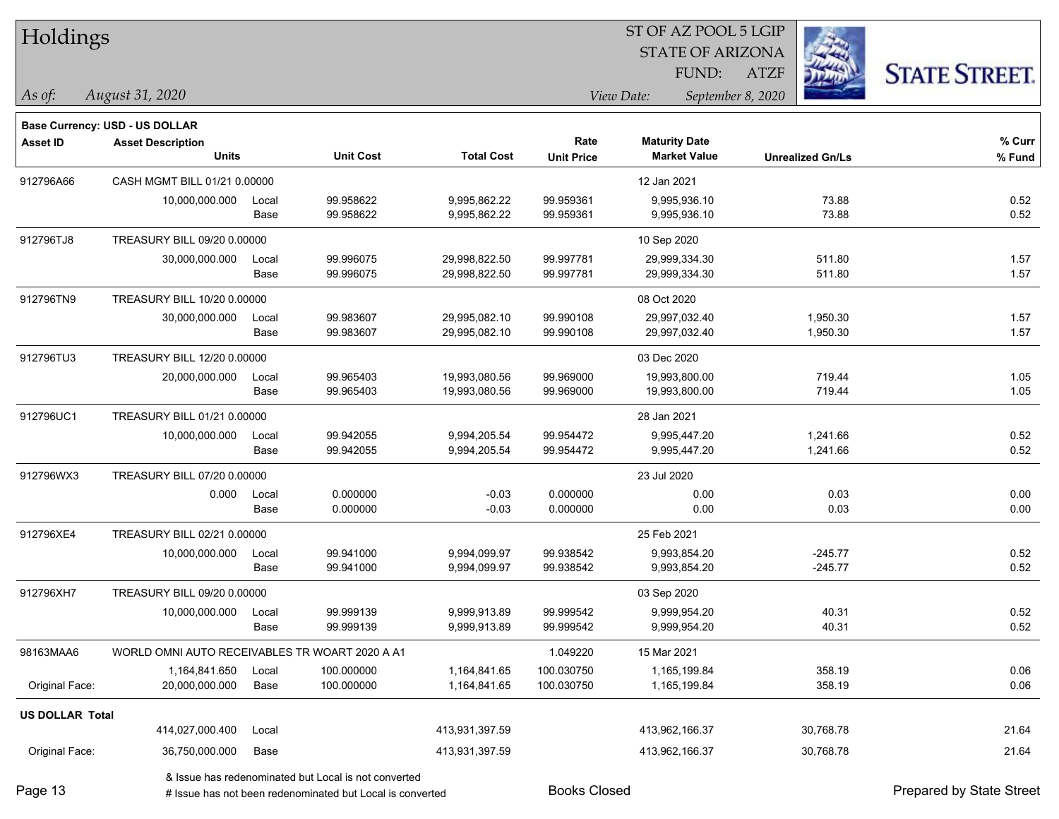# Holdings

ST OF AZ POOL 5 LGIP
STATE OF ARIZONA
FUND: ATZF

*As of: August 31, 2020*
*View Date: September 8, 2020*

STATE STREET.

**Base Currency: USD - US DOLLAR**

| Asset ID | Asset Description / Units | | Unit Cost | Total Cost | Rate / Unit Price | Maturity Date / Market Value | Unrealized Gn/Ls | % Curr / % Fund |
|---|---|---|---|---|---|---|---|---|
| 912796A66 | CASH MGMT BILL 01/21 0.00000 | | | | | 12 Jan 2021 | | |
| | 10,000,000.000 | Local | 99.958622 | 9,995,862.22 | 99.959361 | 9,995,936.10 | 73.88 | 0.52 |
| | | Base | 99.958622 | 9,995,862.22 | 99.959361 | 9,995,936.10 | 73.88 | 0.52 |
| 912796TJ8 | TREASURY BILL 09/20 0.00000 | | | | | 10 Sep 2020 | | |
| | 30,000,000.000 | Local | 99.996075 | 29,998,822.50 | 99.997781 | 29,999,334.30 | 511.80 | 1.57 |
| | | Base | 99.996075 | 29,998,822.50 | 99.997781 | 29,999,334.30 | 511.80 | 1.57 |
| 912796TN9 | TREASURY BILL 10/20 0.00000 | | | | | 08 Oct 2020 | | |
| | 30,000,000.000 | Local | 99.983607 | 29,995,082.10 | 99.990108 | 29,997,032.40 | 1,950.30 | 1.57 |
| | | Base | 99.983607 | 29,995,082.10 | 99.990108 | 29,997,032.40 | 1,950.30 | 1.57 |
| 912796TU3 | TREASURY BILL 12/20 0.00000 | | | | | 03 Dec 2020 | | |
| | 20,000,000.000 | Local | 99.965403 | 19,993,080.56 | 99.969000 | 19,993,800.00 | 719.44 | 1.05 |
| | | Base | 99.965403 | 19,993,080.56 | 99.969000 | 19,993,800.00 | 719.44 | 1.05 |
| 912796UC1 | TREASURY BILL 01/21 0.00000 | | | | | 28 Jan 2021 | | |
| | 10,000,000.000 | Local | 99.942055 | 9,994,205.54 | 99.954472 | 9,995,447.20 | 1,241.66 | 0.52 |
| | | Base | 99.942055 | 9,994,205.54 | 99.954472 | 9,995,447.20 | 1,241.66 | 0.52 |
| 912796WX3 | TREASURY BILL 07/20 0.00000 | | | | | 23 Jul 2020 | | |
| | 0.000 | Local | 0.000000 | -0.03 | 0.000000 | 0.00 | 0.03 | 0.00 |
| | | Base | 0.000000 | -0.03 | 0.000000 | 0.00 | 0.03 | 0.00 |
| 912796XE4 | TREASURY BILL 02/21 0.00000 | | | | | 25 Feb 2021 | | |
| | 10,000,000.000 | Local | 99.941000 | 9,994,099.97 | 99.938542 | 9,993,854.20 | -245.77 | 0.52 |
| | | Base | 99.941000 | 9,994,099.97 | 99.938542 | 9,993,854.20 | -245.77 | 0.52 |
| 912796XH7 | TREASURY BILL 09/20 0.00000 | | | | | 03 Sep 2020 | | |
| | 10,000,000.000 | Local | 99.999139 | 9,999,913.89 | 99.999542 | 9,999,954.20 | 40.31 | 0.52 |
| | | Base | 99.999139 | 9,999,913.89 | 99.999542 | 9,999,954.20 | 40.31 | 0.52 |
| 98163MAA6 | WORLD OMNI AUTO RECEIVABLES TR WOART 2020 A A1 | | | | 1.049220 | 15 Mar 2021 | | |
| | 1,164,841.650 | Local | 100.000000 | 1,164,841.65 | 100.030750 | 1,165,199.84 | 358.19 | 0.06 |
| Original Face: | 20,000,000.000 | Base | 100.000000 | 1,164,841.65 | 100.030750 | 1,165,199.84 | 358.19 | 0.06 |
| **US DOLLAR Total** | | | | | | | | |
| | 414,027,000.400 | Local | | 413,931,397.59 | | 413,962,166.37 | 30,768.78 | 21.64 |
| Original Face: | 36,750,000.000 | Base | | 413,931,397.59 | | 413,962,166.37 | 30,768.78 | 21.64 |

& Issue has redenominated but Local is not converted
# Issue has not been redenominated but Local is converted

Books Closed

Prepared by State Street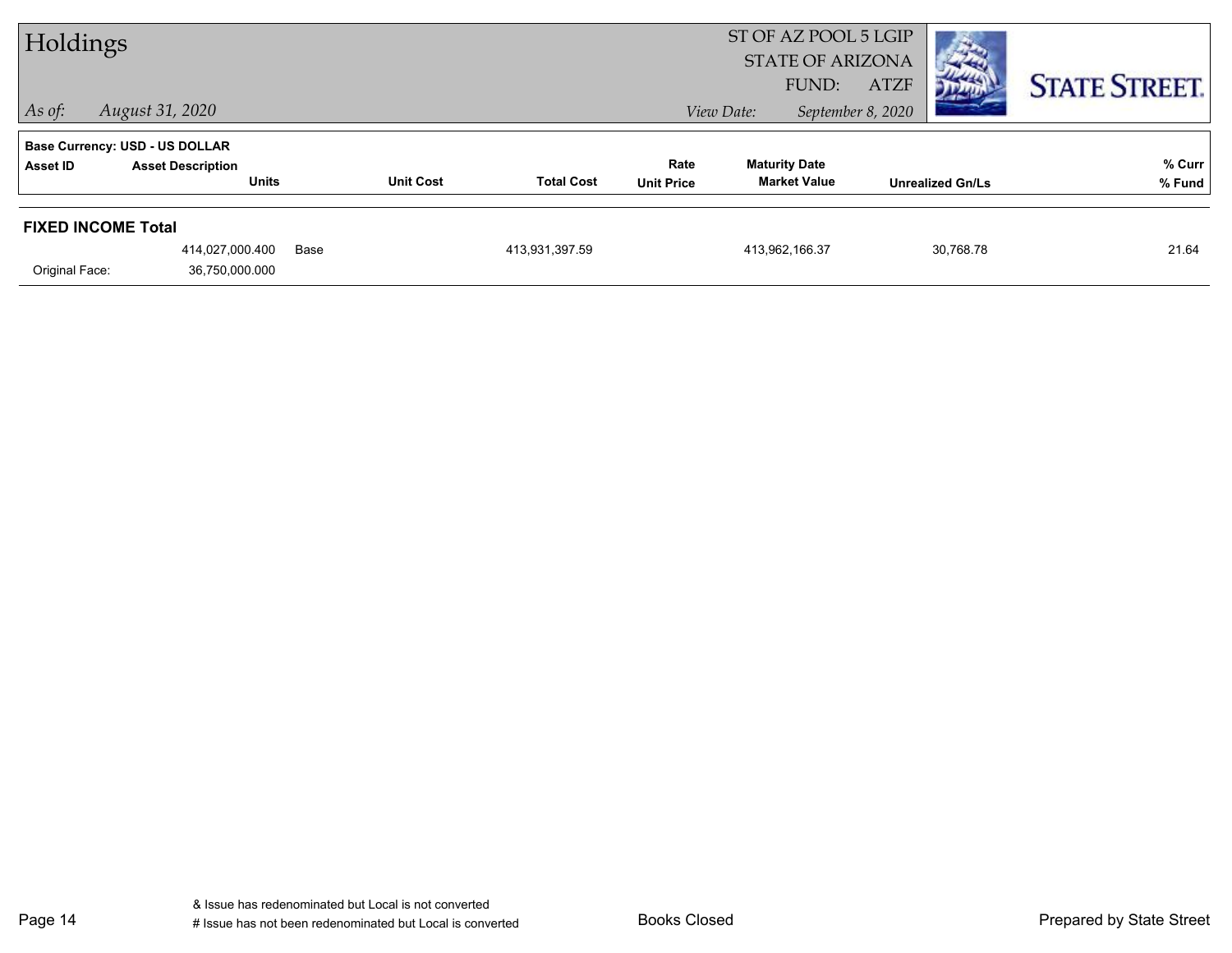# Holdings

ST OF AZ POOL 5 LGIP
STATE OF ARIZONA
FUND: ATZF

*As of: August 31, 2020*

*View Date: September 8, 2020*

**Base Currency: USD - US DOLLAR**

| Asset ID | Asset Description / Units | | Unit Cost | Total Cost | Rate / Unit Price | Maturity Date / Market Value | Unrealized Gn/Ls | % Curr / % Fund |
|---|---|---|---|---|---|---|---|---|
| **FIXED INCOME Total** | | | | | | | | |
| | 414,027,000.400 | Base | | 413,931,397.59 | | 413,962,166.37 | 30,768.78 | 21.64 |
| Original Face: | 36,750,000.000 | | | | | | | |

& Issue has redenominated but Local is not converted
# Issue has not been redenominated but Local is converted

Books Closed

Prepared by State Street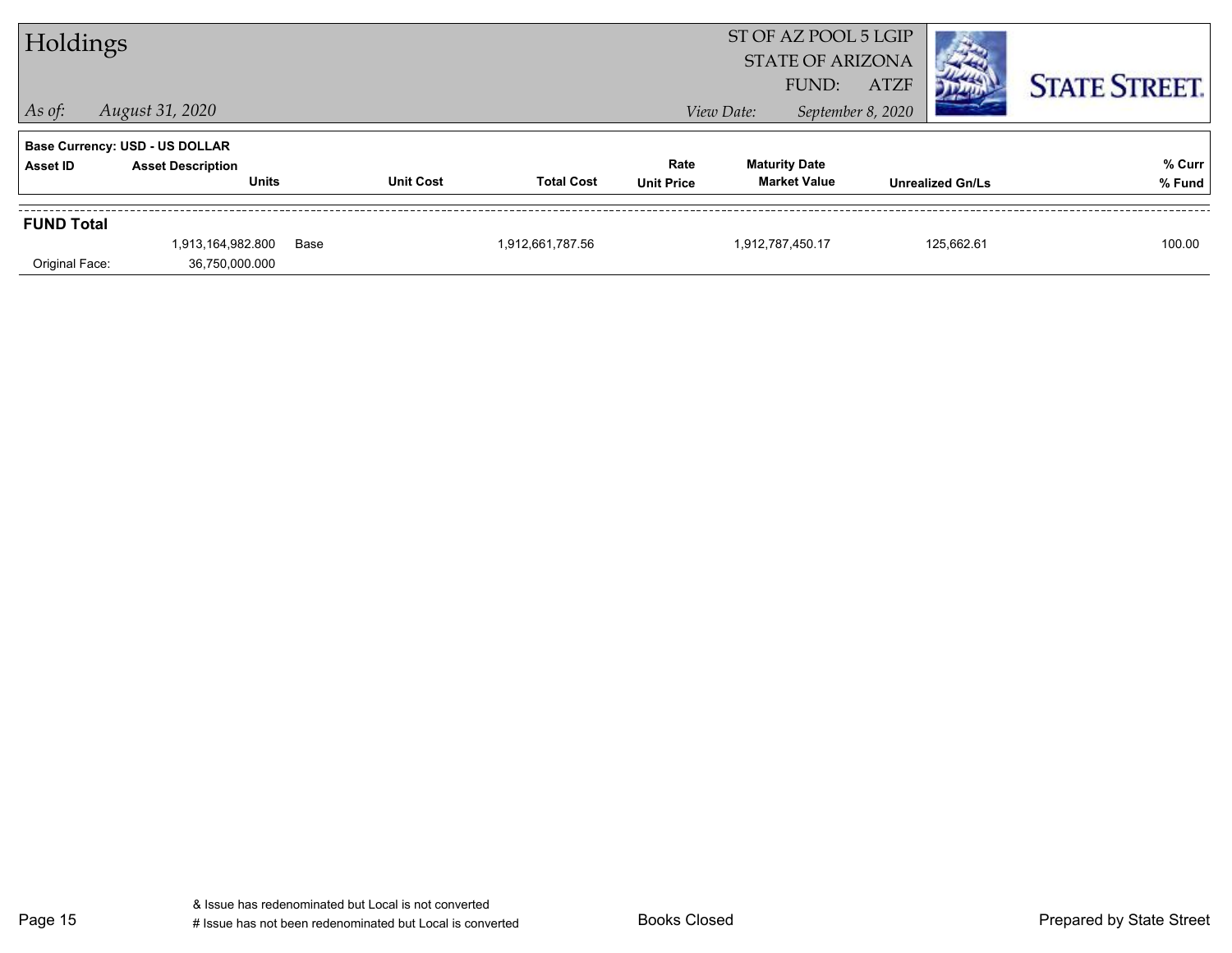Base Currency: USD - US DOLLAR

| Asset ID | Asset Description / Units | | Unit Cost | Total Cost | Rate / Unit Price | Maturity Date / Market Value | Unrealized Gn/Ls | % Curr / % Fund |
|---|---|---|---|---|---|---|---|---|
| **FUND Total** | | | | | | | | |
| | 1,913,164,982.800 | Base | | 1,912,661,787.56 | | 1,912,787,450.17 | 125,662.61 | 100.00 |
| Original Face: | 36,750,000.000 | | | | | | | |

& Issue has redenominated but Local is not converted
# Issue has not been redenominated but Local is converted

Books Closed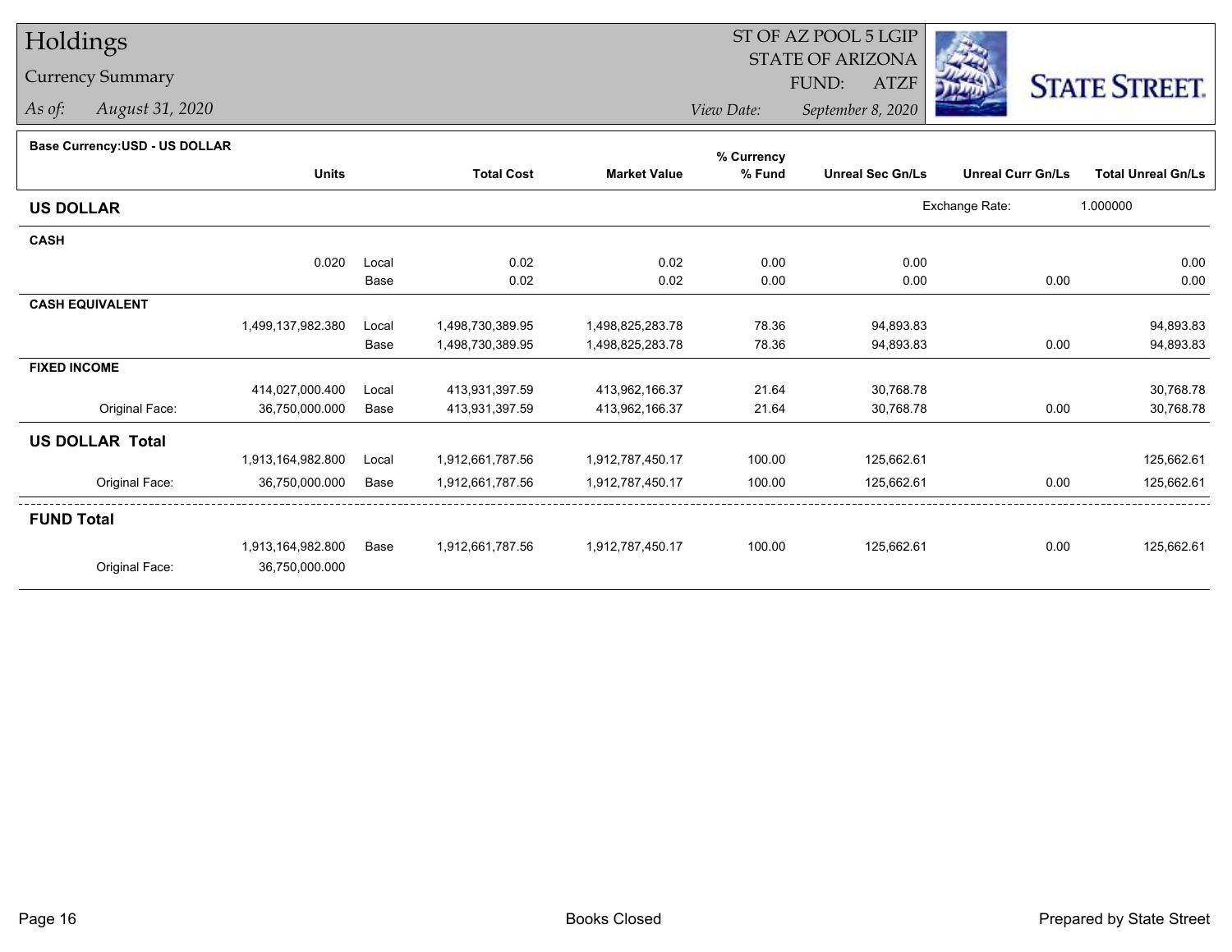# Holdings

## Currency Summary

*As of:* *August 31, 2020*

ST OF AZ POOL 5 LGIP
STATE OF ARIZONA
FUND: ATZF

*View Date:* *September 8, 2020*

STATE STREET.

**Base Currency:USD - US DOLLAR**

| | Units | | Total Cost | Market Value | % Currency % Fund | Unreal Sec Gn/Ls | Unreal Curr Gn/Ls | Total Unreal Gn/Ls |
|---|---|---|---|---|---|---|---|---|
| **US DOLLAR** | | | | | | Exchange Rate: | 1.000000 | |
| **CASH** | | | | | | | | |
| | 0.020 | Local | 0.02 | 0.02 | 0.00 | 0.00 | | 0.00 |
| | | Base | 0.02 | 0.02 | 0.00 | 0.00 | 0.00 | 0.00 |
| **CASH EQUIVALENT** | | | | | | | | |
| | 1,499,137,982.380 | Local | 1,498,730,389.95 | 1,498,825,283.78 | 78.36 | 94,893.83 | | 94,893.83 |
| | | Base | 1,498,730,389.95 | 1,498,825,283.78 | 78.36 | 94,893.83 | 0.00 | 94,893.83 |
| **FIXED INCOME** | | | | | | | | |
| | 414,027,000.400 | Local | 413,931,397.59 | 413,962,166.37 | 21.64 | 30,768.78 | | 30,768.78 |
| Original Face: | 36,750,000.000 | Base | 413,931,397.59 | 413,962,166.37 | 21.64 | 30,768.78 | 0.00 | 30,768.78 |
| **US DOLLAR Total** | | | | | | | | |
| | 1,913,164,982.800 | Local | 1,912,661,787.56 | 1,912,787,450.17 | 100.00 | 125,662.61 | | 125,662.61 |
| Original Face: | 36,750,000.000 | Base | 1,912,661,787.56 | 1,912,787,450.17 | 100.00 | 125,662.61 | 0.00 | 125,662.61 |
| **FUND Total** | | | | | | | | |
| | 1,913,164,982.800 | Base | 1,912,661,787.56 | 1,912,787,450.17 | 100.00 | 125,662.61 | 0.00 | 125,662.61 |
| Original Face: | 36,750,000.000 | | | | | | | |

Books Closed

Prepared by State Street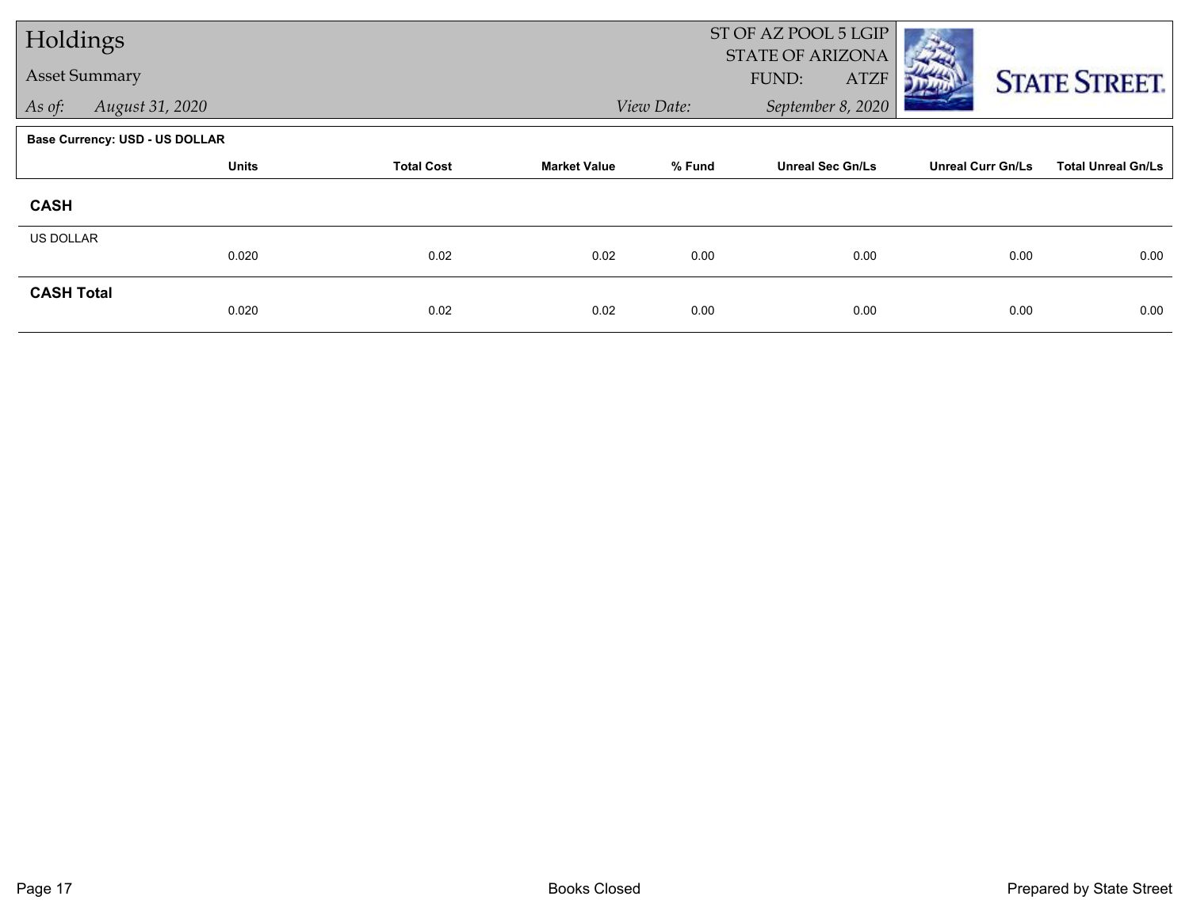# Holdings

## Asset Summary

*As of:* *August 31, 2020*

ST OF AZ POOL 5 LGIP
STATE OF ARIZONA
FUND: ATZF

*View Date:* *September 8, 2020*

**Base Currency: USD - US DOLLAR**

| | Units | Total Cost | Market Value | % Fund | Unreal Sec Gn/Ls | Unreal Curr Gn/Ls | Total Unreal Gn/Ls |
|---|---|---|---|---|---|---|---|
| **CASH** | | | | | | | |
| US DOLLAR | 0.020 | 0.02 | 0.02 | 0.00 | 0.00 | 0.00 | 0.00 |
| **CASH Total** | 0.020 | 0.02 | 0.02 | 0.00 | 0.00 | 0.00 | 0.00 |

Books Closed

Prepared by State Street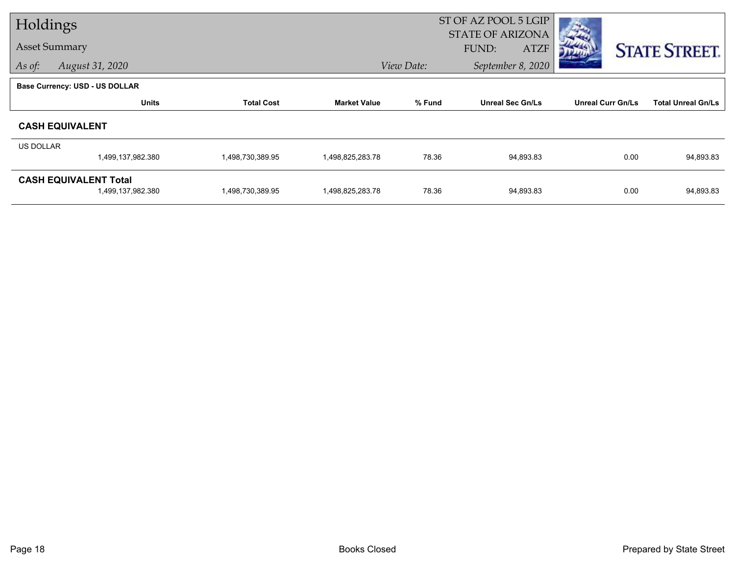# Holdings

## Asset Summary

*As of:* *August 31, 2020*

ST OF AZ POOL 5 LGIP
STATE OF ARIZONA
FUND: ATZF
*View Date:* *September 8, 2020*

**Base Currency: USD - US DOLLAR**

| | Units | Total Cost | Market Value | % Fund | Unreal Sec Gn/Ls | Unreal Curr Gn/Ls | Total Unreal Gn/Ls |
|---|---|---|---|---|---|---|---|
| **CASH EQUIVALENT** | | | | | | | |
| US DOLLAR | 1,499,137,982.380 | 1,498,730,389.95 | 1,498,825,283.78 | 78.36 | 94,893.83 | 0.00 | 94,893.83 |
| **CASH EQUIVALENT Total** | 1,499,137,982.380 | 1,498,730,389.95 | 1,498,825,283.78 | 78.36 | 94,893.83 | 0.00 | 94,893.83 |

Books Closed

Prepared by State Street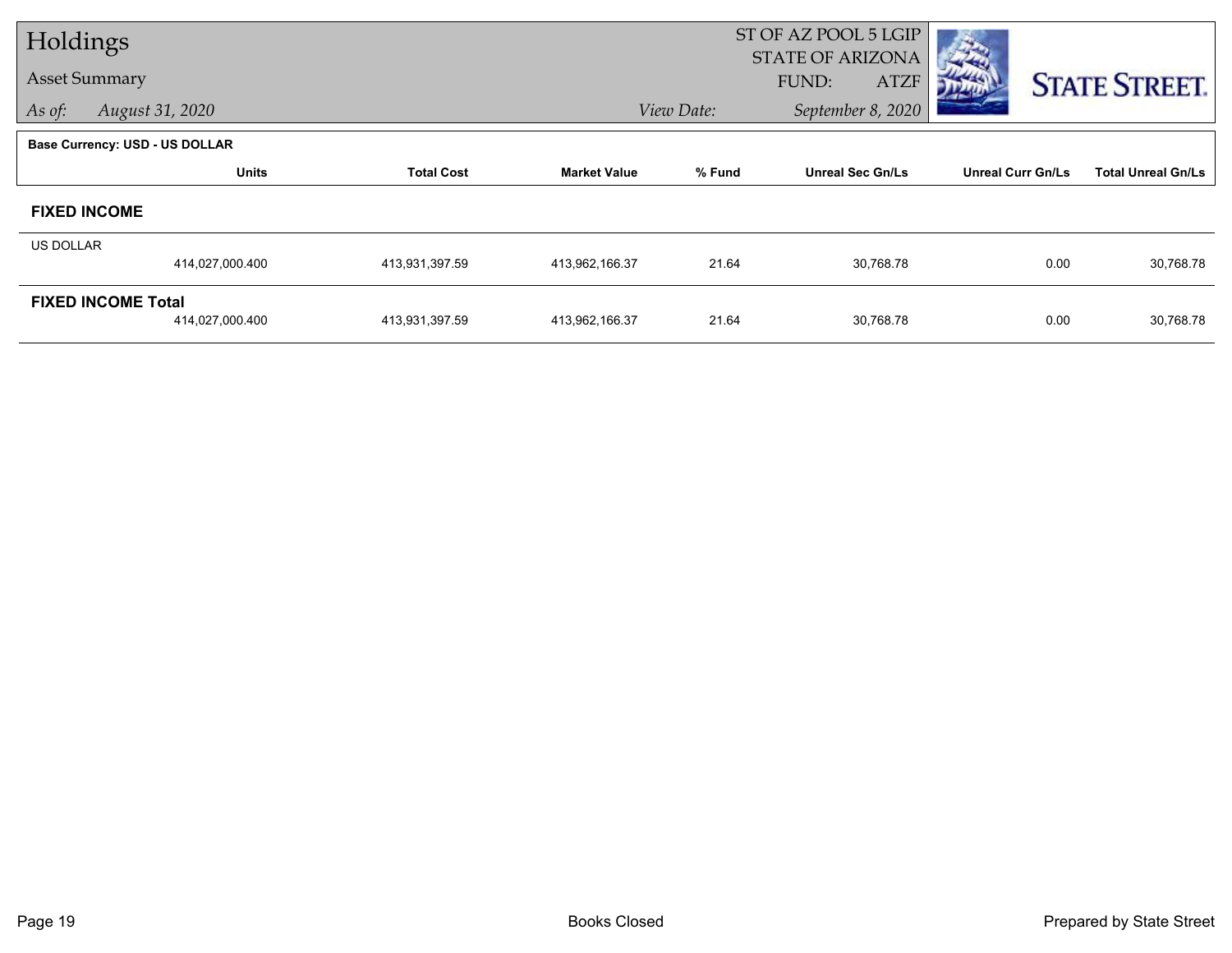# Holdings

## Asset Summary

*As of:* *August 31, 2020*

ST OF AZ POOL 5 LGIP
STATE OF ARIZONA
FUND: ATZF

*View Date:* *September 8, 2020*

**Base Currency: USD - US DOLLAR**

| | Units | Total Cost | Market Value | % Fund | Unreal Sec Gn/Ls | Unreal Curr Gn/Ls | Total Unreal Gn/Ls |
|---|---|---|---|---|---|---|---|
| **FIXED INCOME** | | | | | | | |
| US DOLLAR | 414,027,000.400 | 413,931,397.59 | 413,962,166.37 | 21.64 | 30,768.78 | 0.00 | 30,768.78 |
| **FIXED INCOME Total** | 414,027,000.400 | 413,931,397.59 | 413,962,166.37 | 21.64 | 30,768.78 | 0.00 | 30,768.78 |

Books Closed

Prepared by State Street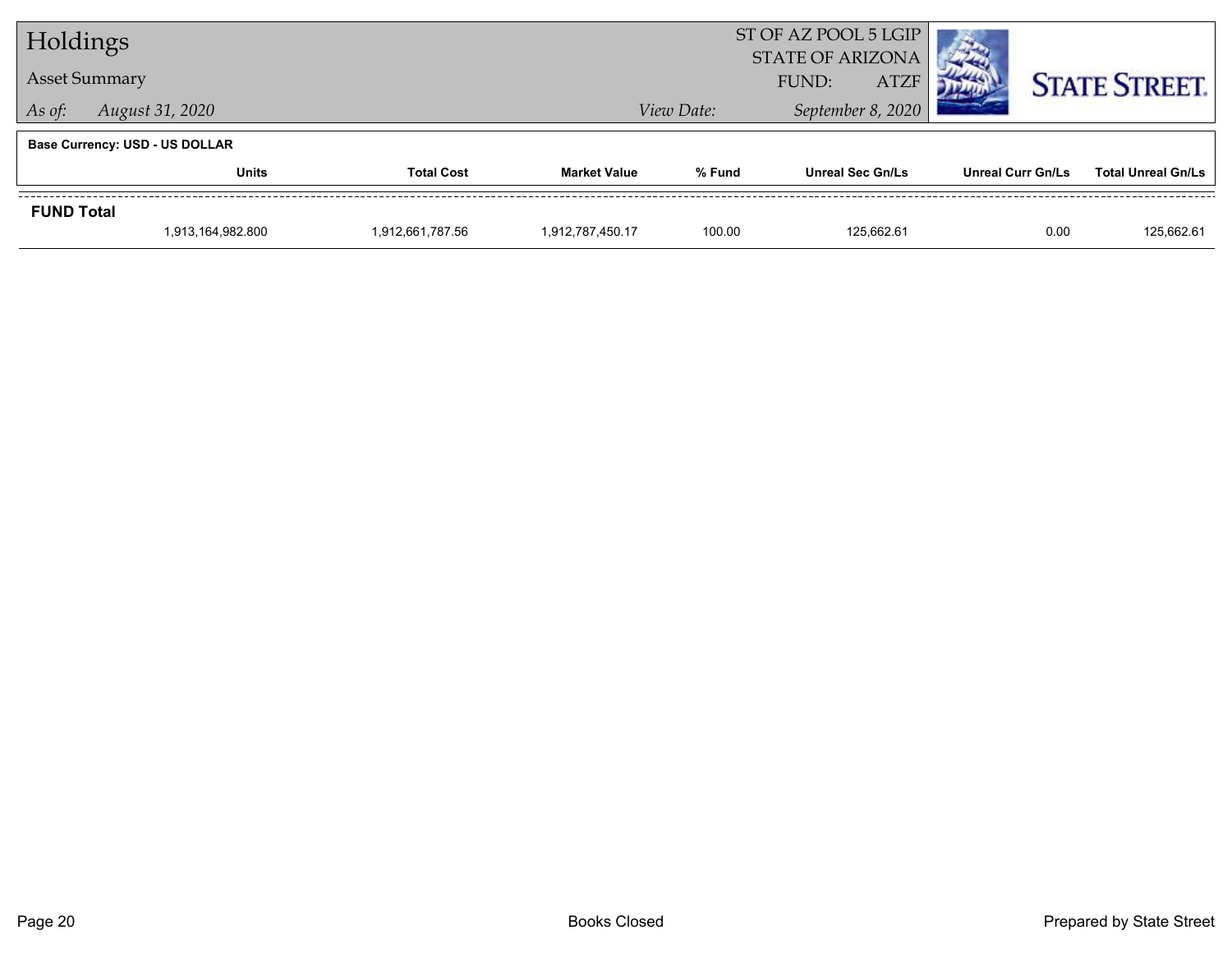# Holdings

## Asset Summary

*As of:* *August 31, 2020*

ST OF AZ POOL 5 LGIP
STATE OF ARIZONA
FUND: ATZF

*View Date:* *September 8, 2020*

**Base Currency: USD - US DOLLAR**

| | Units | Total Cost | Market Value | % Fund | Unreal Sec Gn/Ls | Unreal Curr Gn/Ls | Total Unreal Gn/Ls |
|---|---|---|---|---|---|---|---|
| **FUND Total** | | | | | | | |
| | 1,913,164,982.800 | 1,912,661,787.56 | 1,912,787,450.17 | 100.00 | 125,662.61 | 0.00 | 125,662.61 |

Books Closed

Prepared by State Street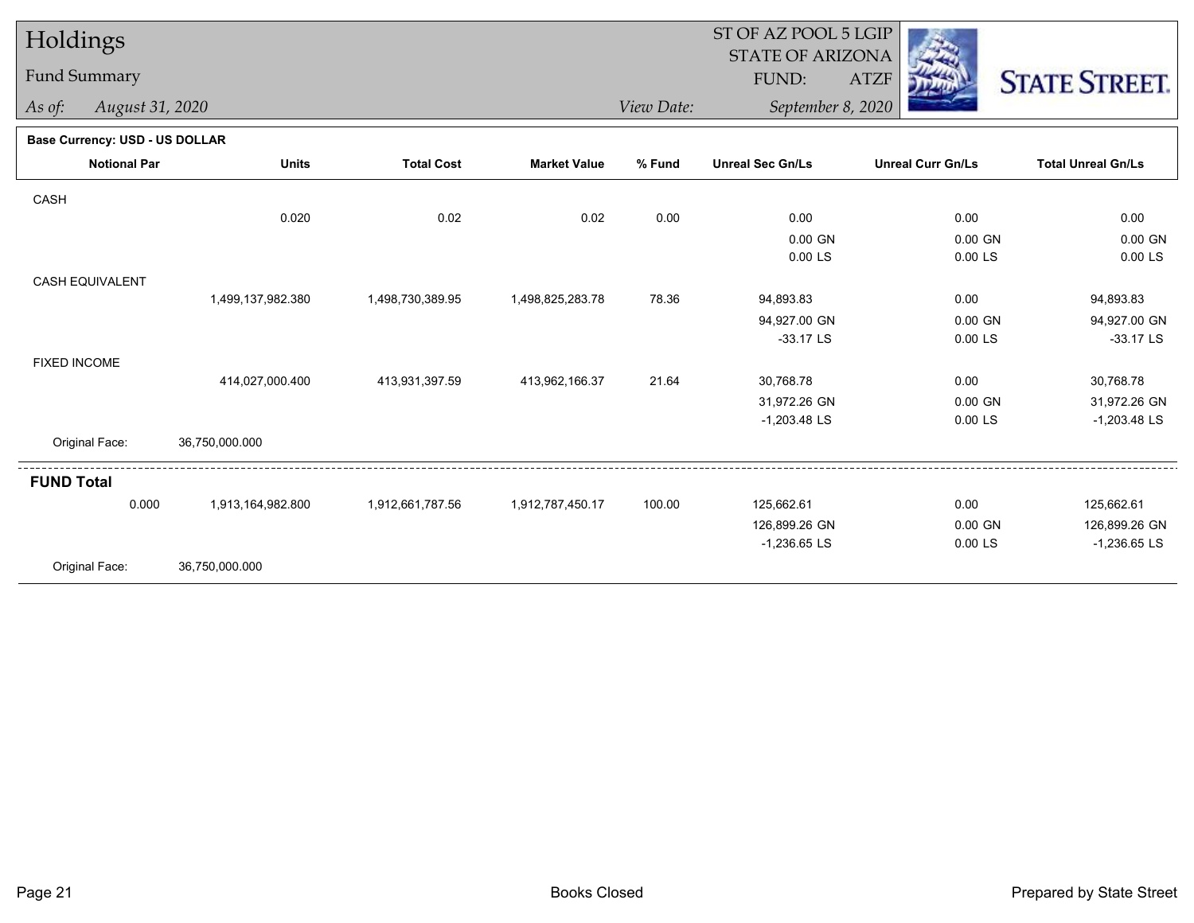# Holdings

## Fund Summary

*As of:* *August 31, 2020*

ST OF AZ POOL 5 LGIP
STATE OF ARIZONA
FUND: ATZF

*View Date:* *September 8, 2020*

STATE STREET.

**Base Currency: USD - US DOLLAR**

| Notional Par | Units | Total Cost | Market Value | % Fund | Unreal Sec Gn/Ls | Unreal Curr Gn/Ls | Total Unreal Gn/Ls |
|---|---|---|---|---|---|---|---|
| CASH | | | | | | | |
| | 0.020 | 0.02 | 0.02 | 0.00 | 0.00 | 0.00 | 0.00 |
| | | | | | 0.00 GN | 0.00 GN | 0.00 GN |
| | | | | | 0.00 LS | 0.00 LS | 0.00 LS |
| CASH EQUIVALENT | | | | | | | |
| | 1,499,137,982.380 | 1,498,730,389.95 | 1,498,825,283.78 | 78.36 | 94,893.83 | 0.00 | 94,893.83 |
| | | | | | 94,927.00 GN | 0.00 GN | 94,927.00 GN |
| | | | | | -33.17 LS | 0.00 LS | -33.17 LS |
| FIXED INCOME | | | | | | | |
| | 414,027,000.400 | 413,931,397.59 | 413,962,166.37 | 21.64 | 30,768.78 | 0.00 | 30,768.78 |
| | | | | | 31,972.26 GN | 0.00 GN | 31,972.26 GN |
| | | | | | -1,203.48 LS | 0.00 LS | -1,203.48 LS |
| Original Face: | 36,750,000.000 | | | | | | |
| **FUND Total** | | | | | | | |
| 0.000 | 1,913,164,982.800 | 1,912,661,787.56 | 1,912,787,450.17 | 100.00 | 125,662.61 | 0.00 | 125,662.61 |
| | | | | | 126,899.26 GN | 0.00 GN | 126,899.26 GN |
| | | | | | -1,236.65 LS | 0.00 LS | -1,236.65 LS |
| Original Face: | 36,750,000.000 | | | | | | |

Books Closed

Prepared by State Street